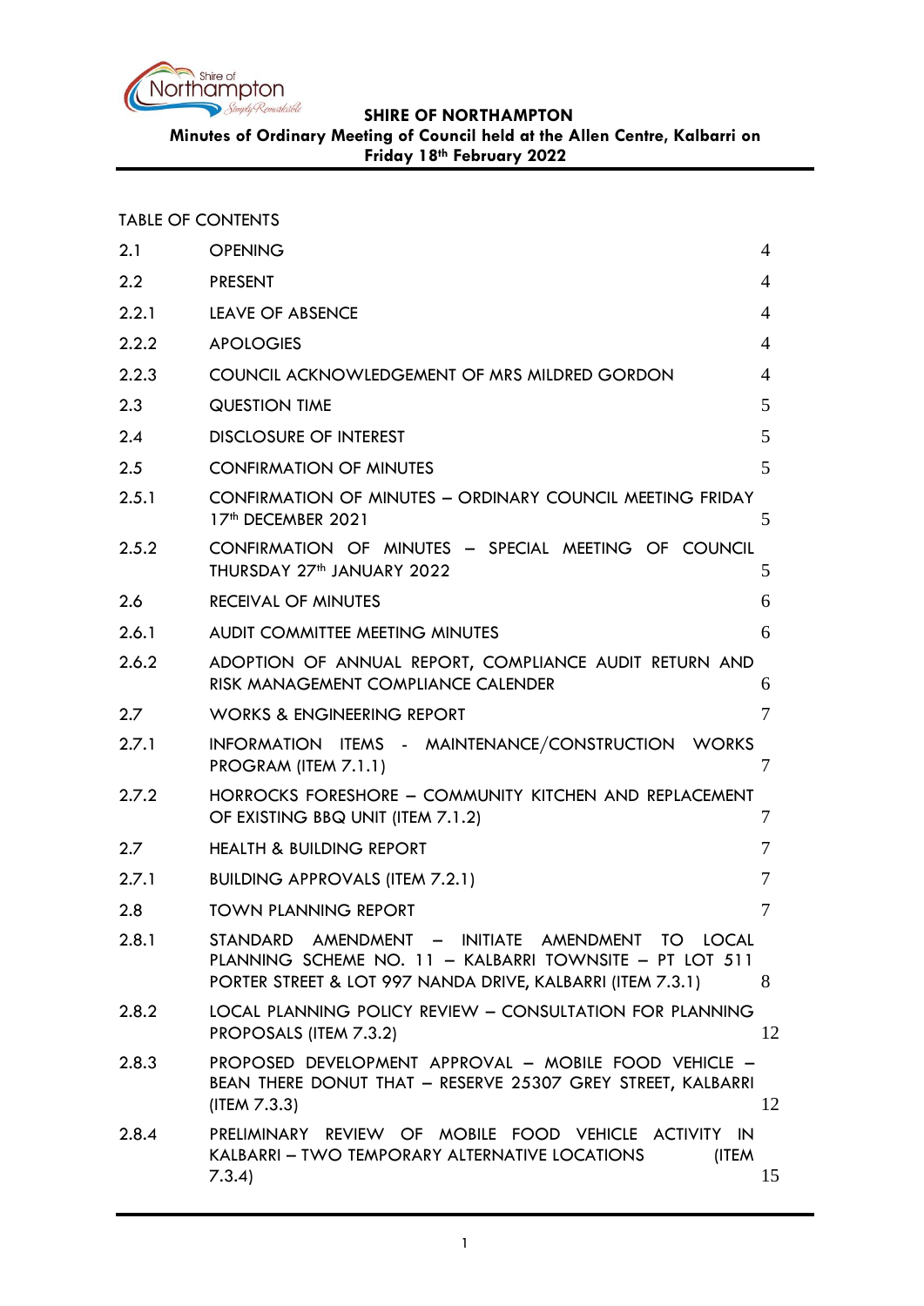**SHIRE OF NORTHAMPTON**

**Minutes of Ordinary Meeting of Council held at the Allen Centre, Kalbarri on Friday 18th February 2022**

TABLE OF CONTENTS

| | | |
|---|---|---|
| 2.1 | OPENING | 4 |
| 2.2 | PRESENT | 4 |
| 2.2.1 | LEAVE OF ABSENCE | 4 |
| 2.2.2 | APOLOGIES | 4 |
| 2.2.3 | COUNCIL ACKNOWLEDGEMENT OF MRS MILDRED GORDON | 4 |
| 2.3 | QUESTION TIME | 5 |
| 2.4 | DISCLOSURE OF INTEREST | 5 |
| 2.5 | CONFIRMATION OF MINUTES | 5 |
| 2.5.1 | CONFIRMATION OF MINUTES – ORDINARY COUNCIL MEETING FRIDAY 17th DECEMBER 2021 | 5 |
| 2.5.2 | CONFIRMATION OF MINUTES – SPECIAL MEETING OF COUNCIL THURSDAY 27th JANUARY 2022 | 5 |
| 2.6 | RECEIVAL OF MINUTES | 6 |
| 2.6.1 | AUDIT COMMITTEE MEETING MINUTES | 6 |
| 2.6.2 | ADOPTION OF ANNUAL REPORT, COMPLIANCE AUDIT RETURN AND RISK MANAGEMENT COMPLIANCE CALENDER | 6 |
| 2.7 | WORKS & ENGINEERING REPORT | 7 |
| 2.7.1 | INFORMATION ITEMS - MAINTENANCE/CONSTRUCTION WORKS PROGRAM (ITEM 7.1.1) | 7 |
| 2.7.2 | HORROCKS FORESHORE – COMMUNITY KITCHEN AND REPLACEMENT OF EXISTING BBQ UNIT (ITEM 7.1.2) | 7 |
| 2.7 | HEALTH & BUILDING REPORT | 7 |
| 2.7.1 | BUILDING APPROVALS (ITEM 7.2.1) | 7 |
| 2.8 | TOWN PLANNING REPORT | 7 |
| 2.8.1 | STANDARD AMENDMENT – INITIATE AMENDMENT TO LOCAL PLANNING SCHEME NO. 11 – KALBARRI TOWNSITE – PT LOT 511 PORTER STREET & LOT 997 NANDA DRIVE, KALBARRI (ITEM 7.3.1) | 8 |
| 2.8.2 | LOCAL PLANNING POLICY REVIEW – CONSULTATION FOR PLANNING PROPOSALS (ITEM 7.3.2) | 12 |
| 2.8.3 | PROPOSED DEVELOPMENT APPROVAL – MOBILE FOOD VEHICLE – BEAN THERE DONUT THAT – RESERVE 25307 GREY STREET, KALBARRI (ITEM 7.3.3) | 12 |
| 2.8.4 | PRELIMINARY REVIEW OF MOBILE FOOD VEHICLE ACTIVITY IN KALBARRI – TWO TEMPORARY ALTERNATIVE LOCATIONS (ITEM 7.3.4) | 15 |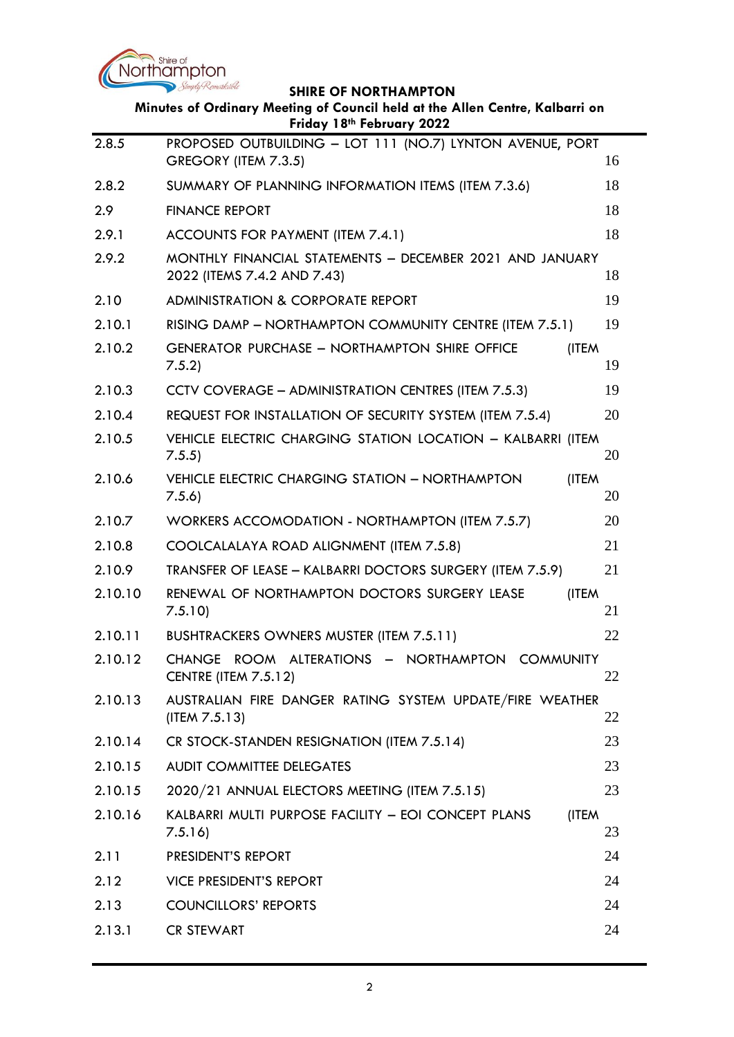| | | |
|---|---|---|
| 2.8.5 | PROPOSED OUTBUILDING – LOT 111 (NO.7) LYNTON AVENUE, PORT GREGORY (ITEM 7.3.5) | 16 |
| 2.8.2 | SUMMARY OF PLANNING INFORMATION ITEMS (ITEM 7.3.6) | 18 |
| 2.9 | FINANCE REPORT | 18 |
| 2.9.1 | ACCOUNTS FOR PAYMENT (ITEM 7.4.1) | 18 |
| 2.9.2 | MONTHLY FINANCIAL STATEMENTS – DECEMBER 2021 AND JANUARY 2022 (ITEMS 7.4.2 AND 7.43) | 18 |
| 2.10 | ADMINISTRATION & CORPORATE REPORT | 19 |
| 2.10.1 | RISING DAMP – NORTHAMPTON COMMUNITY CENTRE (ITEM 7.5.1) | 19 |
| 2.10.2 | GENERATOR PURCHASE – NORTHAMPTON SHIRE OFFICE (ITEM 7.5.2) | 19 |
| 2.10.3 | CCTV COVERAGE – ADMINISTRATION CENTRES (ITEM 7.5.3) | 19 |
| 2.10.4 | REQUEST FOR INSTALLATION OF SECURITY SYSTEM (ITEM 7.5.4) | 20 |
| 2.10.5 | VEHICLE ELECTRIC CHARGING STATION LOCATION – KALBARRI (ITEM 7.5.5) | 20 |
| 2.10.6 | VEHICLE ELECTRIC CHARGING STATION – NORTHAMPTON (ITEM 7.5.6) | 20 |
| 2.10.7 | WORKERS ACCOMODATION - NORTHAMPTON (ITEM 7.5.7) | 20 |
| 2.10.8 | COOLCALALAYA ROAD ALIGNMENT (ITEM 7.5.8) | 21 |
| 2.10.9 | TRANSFER OF LEASE – KALBARRI DOCTORS SURGERY (ITEM 7.5.9) | 21 |
| 2.10.10 | RENEWAL OF NORTHAMPTON DOCTORS SURGERY LEASE (ITEM 7.5.10) | 21 |
| 2.10.11 | BUSHTRACKERS OWNERS MUSTER (ITEM 7.5.11) | 22 |
| 2.10.12 | CHANGE ROOM ALTERATIONS – NORTHAMPTON COMMUNITY CENTRE (ITEM 7.5.12) | 22 |
| 2.10.13 | AUSTRALIAN FIRE DANGER RATING SYSTEM UPDATE/FIRE WEATHER (ITEM 7.5.13) | 22 |
| 2.10.14 | CR STOCK-STANDEN RESIGNATION (ITEM 7.5.14) | 23 |
| 2.10.15 | AUDIT COMMITTEE DELEGATES | 23 |
| 2.10.15 | 2020/21 ANNUAL ELECTORS MEETING (ITEM 7.5.15) | 23 |
| 2.10.16 | KALBARRI MULTI PURPOSE FACILITY – EOI CONCEPT PLANS (ITEM 7.5.16) | 23 |
| 2.11 | PRESIDENT'S REPORT | 24 |
| 2.12 | VICE PRESIDENT'S REPORT | 24 |
| 2.13 | COUNCILLORS' REPORTS | 24 |
| 2.13.1 | CR STEWART | 24 |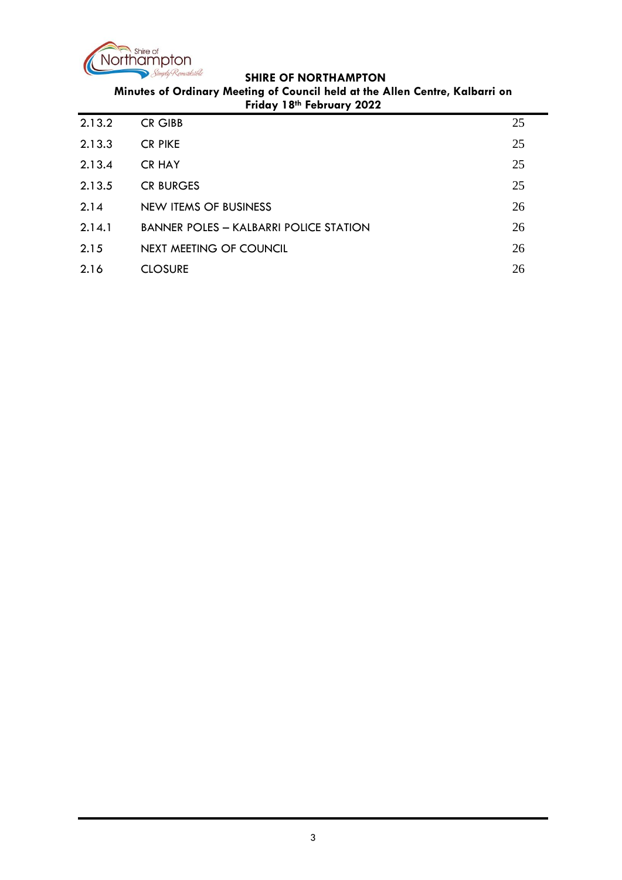| | | |
|---|---|---|
| 2.13.2 | CR GIBB | 25 |
| 2.13.3 | CR PIKE | 25 |
| 2.13.4 | CR HAY | 25 |
| 2.13.5 | CR BURGES | 25 |
| 2.14 | NEW ITEMS OF BUSINESS | 26 |
| 2.14.1 | BANNER POLES – KALBARRI POLICE STATION | 26 |
| 2.15 | NEXT MEETING OF COUNCIL | 26 |
| 2.16 | CLOSURE | 26 |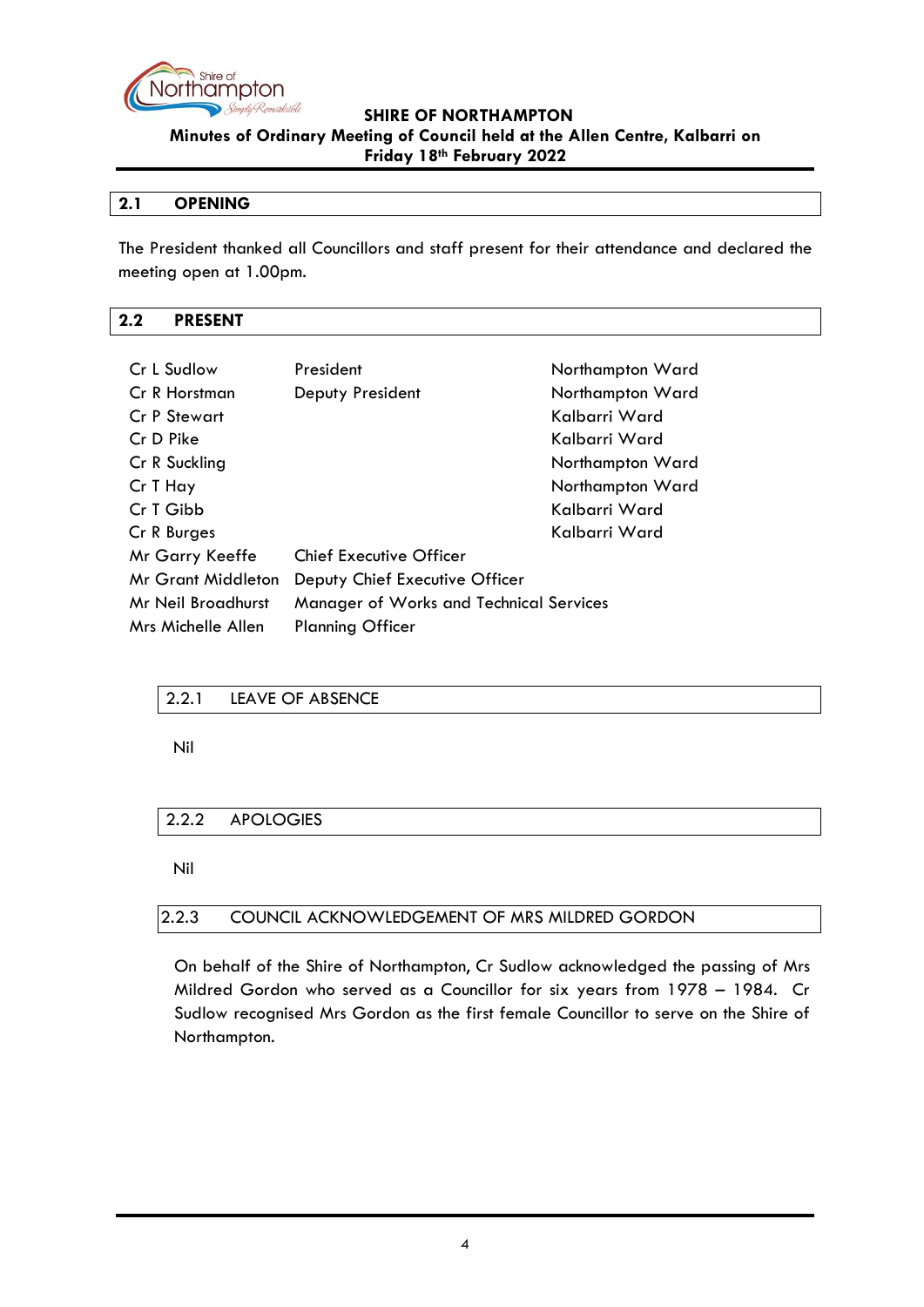## 2.1 OPENING

The President thanked all Councillors and staff present for their attendance and declared the meeting open at 1.00pm.

## 2.2 PRESENT

| | | |
|---|---|---|
| Cr L Sudlow | President | Northampton Ward |
| Cr R Horstman | Deputy President | Northampton Ward |
| Cr P Stewart | | Kalbarri Ward |
| Cr D Pike | | Kalbarri Ward |
| Cr R Suckling | | Northampton Ward |
| Cr T Hay | | Northampton Ward |
| Cr T Gibb | | Kalbarri Ward |
| Cr R Burges | | Kalbarri Ward |
| Mr Garry Keeffe | Chief Executive Officer | |
| Mr Grant Middleton | Deputy Chief Executive Officer | |
| Mr Neil Broadhurst | Manager of Works and Technical Services | |
| Mrs Michelle Allen | Planning Officer | |

### 2.2.1 LEAVE OF ABSENCE

Nil

### 2.2.2 APOLOGIES

Nil

### 2.2.3 COUNCIL ACKNOWLEDGEMENT OF MRS MILDRED GORDON

On behalf of the Shire of Northampton, Cr Sudlow acknowledged the passing of Mrs Mildred Gordon who served as a Councillor for six years from 1978 – 1984. Cr Sudlow recognised Mrs Gordon as the first female Councillor to serve on the Shire of Northampton.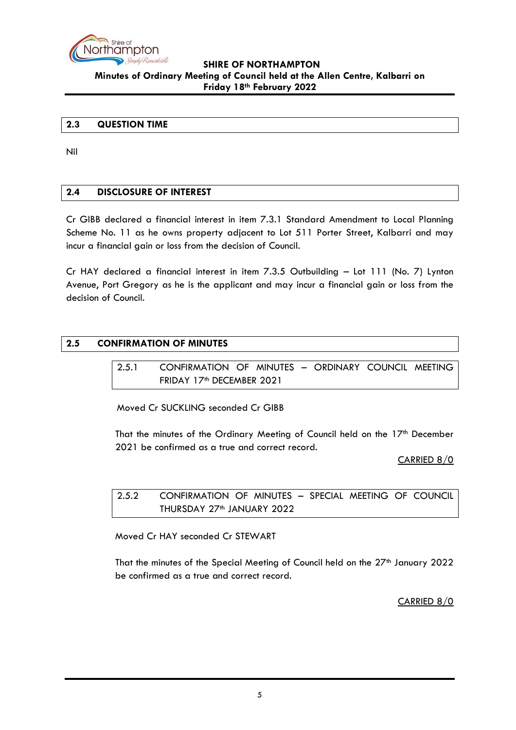## 2.3 QUESTION TIME

Nil

## 2.4 DISCLOSURE OF INTEREST

Cr GIBB declared a financial interest in item 7.3.1 Standard Amendment to Local Planning Scheme No. 11 as he owns property adjacent to Lot 511 Porter Street, Kalbarri and may incur a financial gain or loss from the decision of Council.

Cr HAY declared a financial interest in item 7.3.5 Outbuilding – Lot 111 (No. 7) Lynton Avenue, Port Gregory as he is the applicant and may incur a financial gain or loss from the decision of Council.

## 2.5 CONFIRMATION OF MINUTES

### 2.5.1 CONFIRMATION OF MINUTES – ORDINARY COUNCIL MEETING FRIDAY 17th DECEMBER 2021

Moved Cr SUCKLING seconded Cr GIBB

That the minutes of the Ordinary Meeting of Council held on the 17th December 2021 be confirmed as a true and correct record.

CARRIED 8/0

### 2.5.2 CONFIRMATION OF MINUTES – SPECIAL MEETING OF COUNCIL THURSDAY 27th JANUARY 2022

Moved Cr HAY seconded Cr STEWART

That the minutes of the Special Meeting of Council held on the 27th January 2022 be confirmed as a true and correct record.

CARRIED 8/0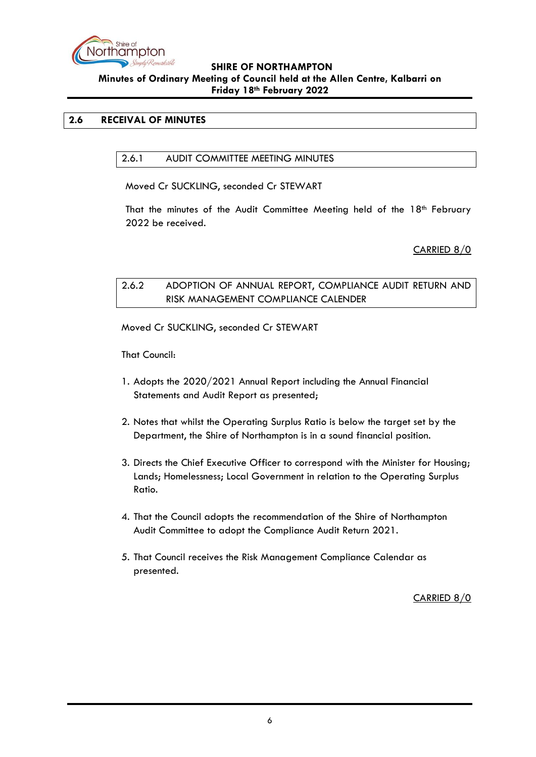## 2.6 RECEIVAL OF MINUTES

### 2.6.1 AUDIT COMMITTEE MEETING MINUTES

Moved Cr SUCKLING, seconded Cr STEWART

That the minutes of the Audit Committee Meeting held of the 18th February 2022 be received.

CARRIED 8/0

### 2.6.2 ADOPTION OF ANNUAL REPORT, COMPLIANCE AUDIT RETURN AND RISK MANAGEMENT COMPLIANCE CALENDER

Moved Cr SUCKLING, seconded Cr STEWART

That Council:

1. Adopts the 2020/2021 Annual Report including the Annual Financial Statements and Audit Report as presented;

2. Notes that whilst the Operating Surplus Ratio is below the target set by the Department, the Shire of Northampton is in a sound financial position.

3. Directs the Chief Executive Officer to correspond with the Minister for Housing; Lands; Homelessness; Local Government in relation to the Operating Surplus Ratio.

4. That the Council adopts the recommendation of the Shire of Northampton Audit Committee to adopt the Compliance Audit Return 2021.

5. That Council receives the Risk Management Compliance Calendar as presented.

CARRIED 8/0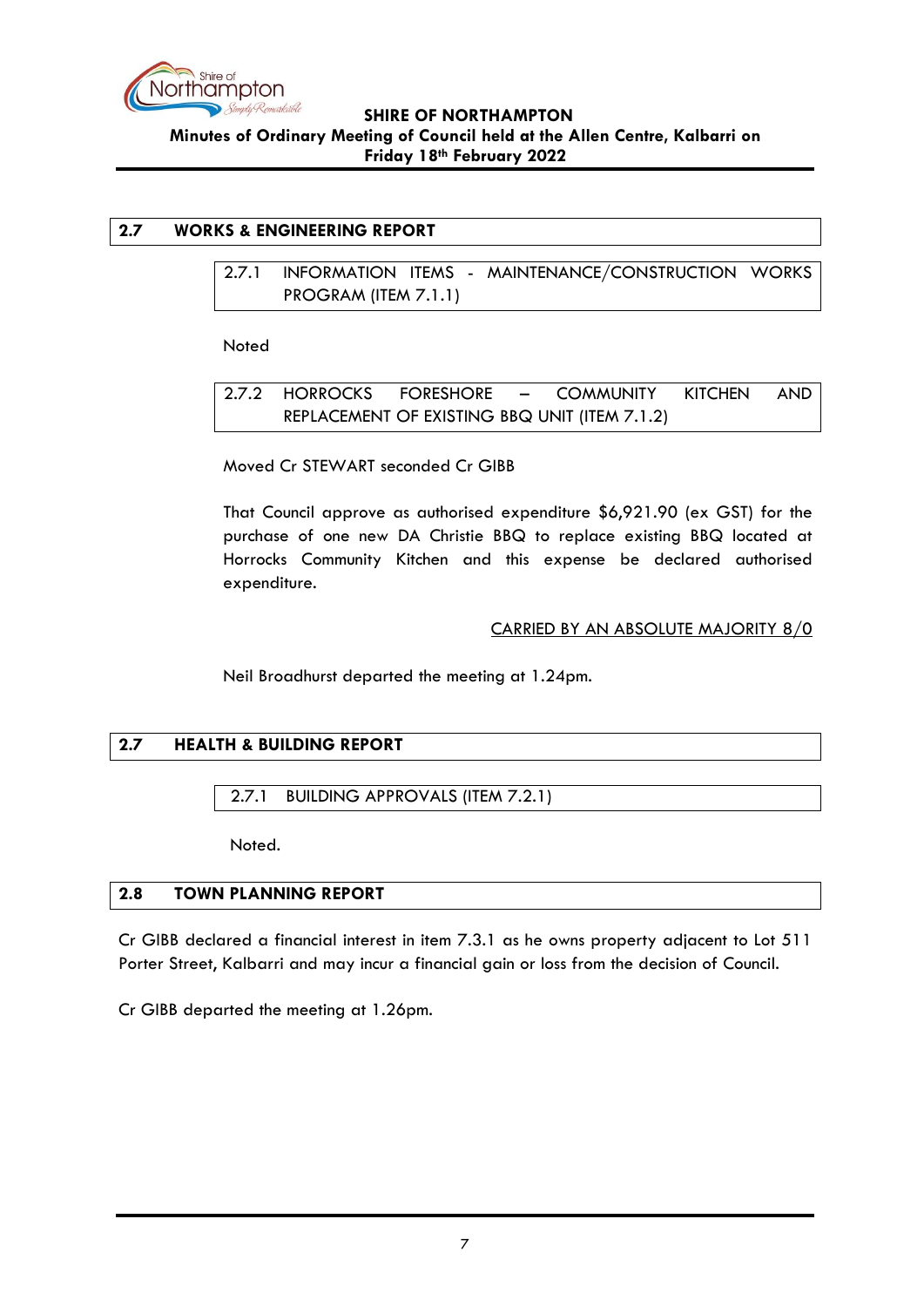## 2.7 WORKS & ENGINEERING REPORT

### 2.7.1 INFORMATION ITEMS - MAINTENANCE/CONSTRUCTION WORKS PROGRAM (ITEM 7.1.1)

Noted

### 2.7.2 HORROCKS FORESHORE – COMMUNITY KITCHEN AND REPLACEMENT OF EXISTING BBQ UNIT (ITEM 7.1.2)

Moved Cr STEWART seconded Cr GIBB

That Council approve as authorised expenditure $6,921.90 (ex GST) for the purchase of one new DA Christie BBQ to replace existing BBQ located at Horrocks Community Kitchen and this expense be declared authorised expenditure.

CARRIED BY AN ABSOLUTE MAJORITY 8/0

Neil Broadhurst departed the meeting at 1.24pm.

## 2.7 HEALTH & BUILDING REPORT

### 2.7.1 BUILDING APPROVALS (ITEM 7.2.1)

Noted.

## 2.8 TOWN PLANNING REPORT

Cr GIBB declared a financial interest in item 7.3.1 as he owns property adjacent to Lot 511 Porter Street, Kalbarri and may incur a financial gain or loss from the decision of Council.

Cr GIBB departed the meeting at 1.26pm.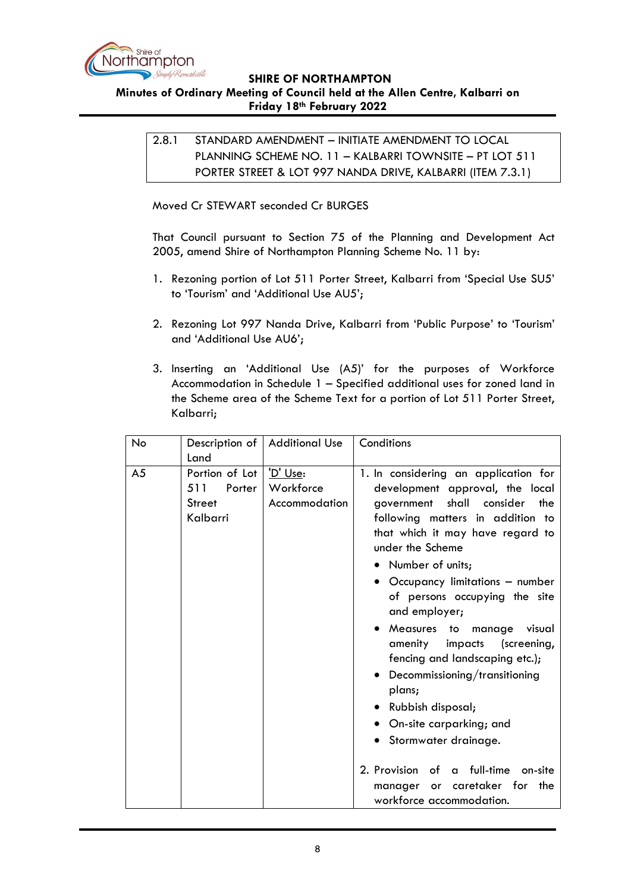## 2.8.1 STANDARD AMENDMENT – INITIATE AMENDMENT TO LOCAL PLANNING SCHEME NO. 11 – KALBARRI TOWNSITE – PT LOT 511 PORTER STREET & LOT 997 NANDA DRIVE, KALBARRI (ITEM 7.3.1)

Moved Cr STEWART seconded Cr BURGES

That Council pursuant to Section 75 of the Planning and Development Act 2005, amend Shire of Northampton Planning Scheme No. 11 by:

1. Rezoning portion of Lot 511 Porter Street, Kalbarri from 'Special Use SU5' to 'Tourism' and 'Additional Use AU5';

2. Rezoning Lot 997 Nanda Drive, Kalbarri from 'Public Purpose' to 'Tourism' and 'Additional Use AU6';

3. Inserting an 'Additional Use (A5)' for the purposes of Workforce Accommodation in Schedule 1 – Specified additional uses for zoned land in the Scheme area of the Scheme Text for a portion of Lot 511 Porter Street, Kalbarri;

| No | Description of Land | Additional Use | Conditions |
|---|---|---|---|
| A5 | Portion of Lot 511 Porter Street Kalbarri | 'D' Use: Workforce Accommodation | 1. In considering an application for development approval, the local government shall consider the following matters in addition to that which it may have regard to under the Scheme<br>• Number of units;<br>• Occupancy limitations – number of persons occupying the site and employer;<br>• Measures to manage visual amenity impacts (screening, fencing and landscaping etc.);<br>• Decommissioning/transitioning plans;<br>• Rubbish disposal;<br>• On-site carparking; and<br>• Stormwater drainage.<br><br>2. Provision of a full-time on-site manager or caretaker for the workforce accommodation. |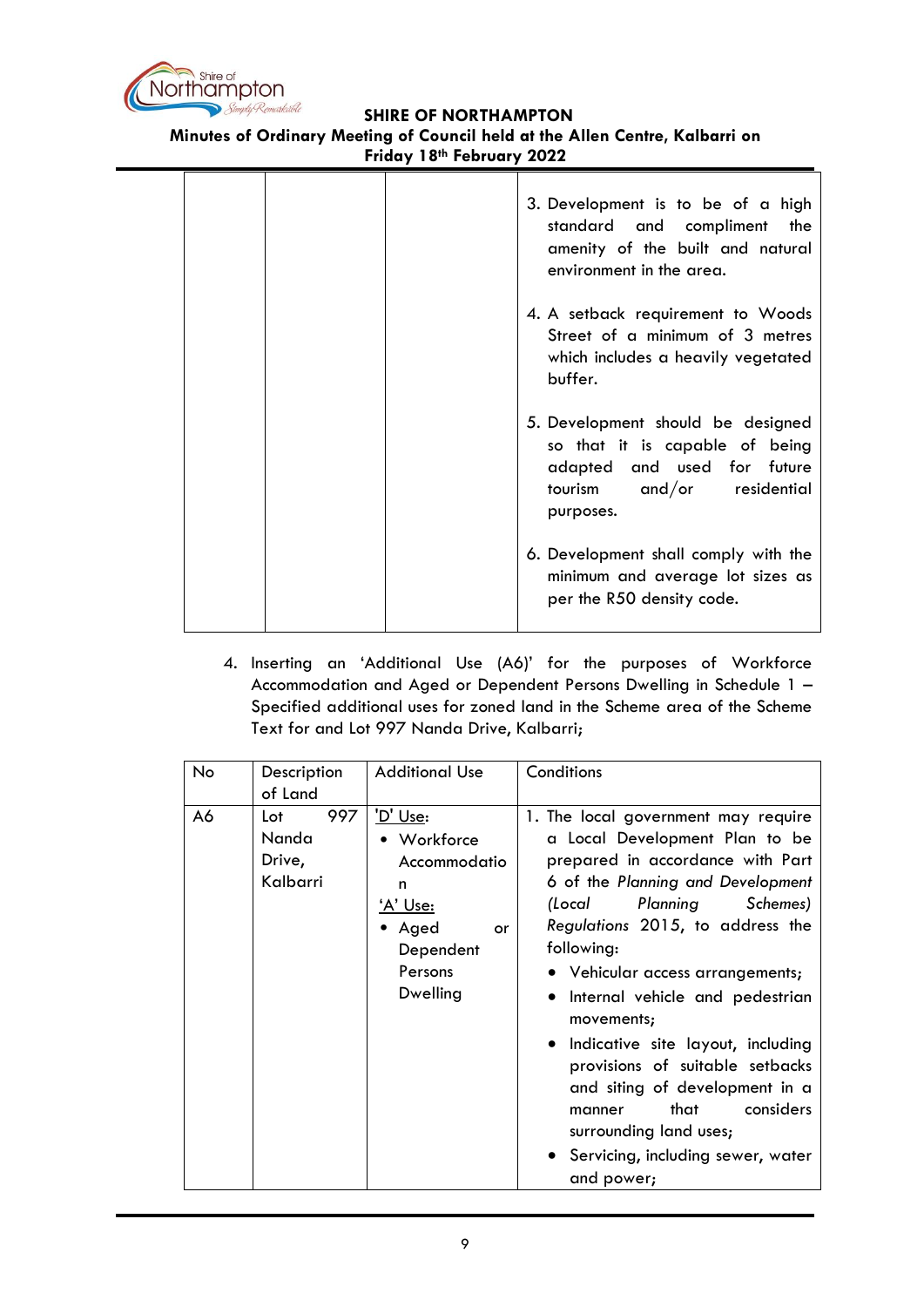| | | | 3. Development is to be of a high standard and compliment the amenity of the built and natural environment in the area.<br><br>4. A setback requirement to Woods Street of a minimum of 3 metres which includes a heavily vegetated buffer.<br><br>5. Development should be designed so that it is capable of being adapted and used for future tourism and/or residential purposes.<br><br>6. Development shall comply with the minimum and average lot sizes as per the R50 density code. |
|---|---|---|---|

4. Inserting an 'Additional Use (A6)' for the purposes of Workforce Accommodation and Aged or Dependent Persons Dwelling in Schedule 1 – Specified additional uses for zoned land in the Scheme area of the Scheme Text for and Lot 997 Nanda Drive, Kalbarri;

| No | Description of Land | Additional Use | Conditions |
|---|---|---|---|
| A6 | Lot 997 Nanda Drive, Kalbarri | <u>'D' Use</u>:<br>• Workforce Accommodation<br><u>'A' Use:</u><br>• Aged or Dependent Persons Dwelling | 1. The local government may require a Local Development Plan to be prepared in accordance with Part 6 of the *Planning and Development (Local Planning Schemes) Regulations* 2015, to address the following:<br>• Vehicular access arrangements;<br>• Internal vehicle and pedestrian movements;<br>• Indicative site layout, including provisions of suitable setbacks and siting of development in a manner that considers surrounding land uses;<br>• Servicing, including sewer, water and power; |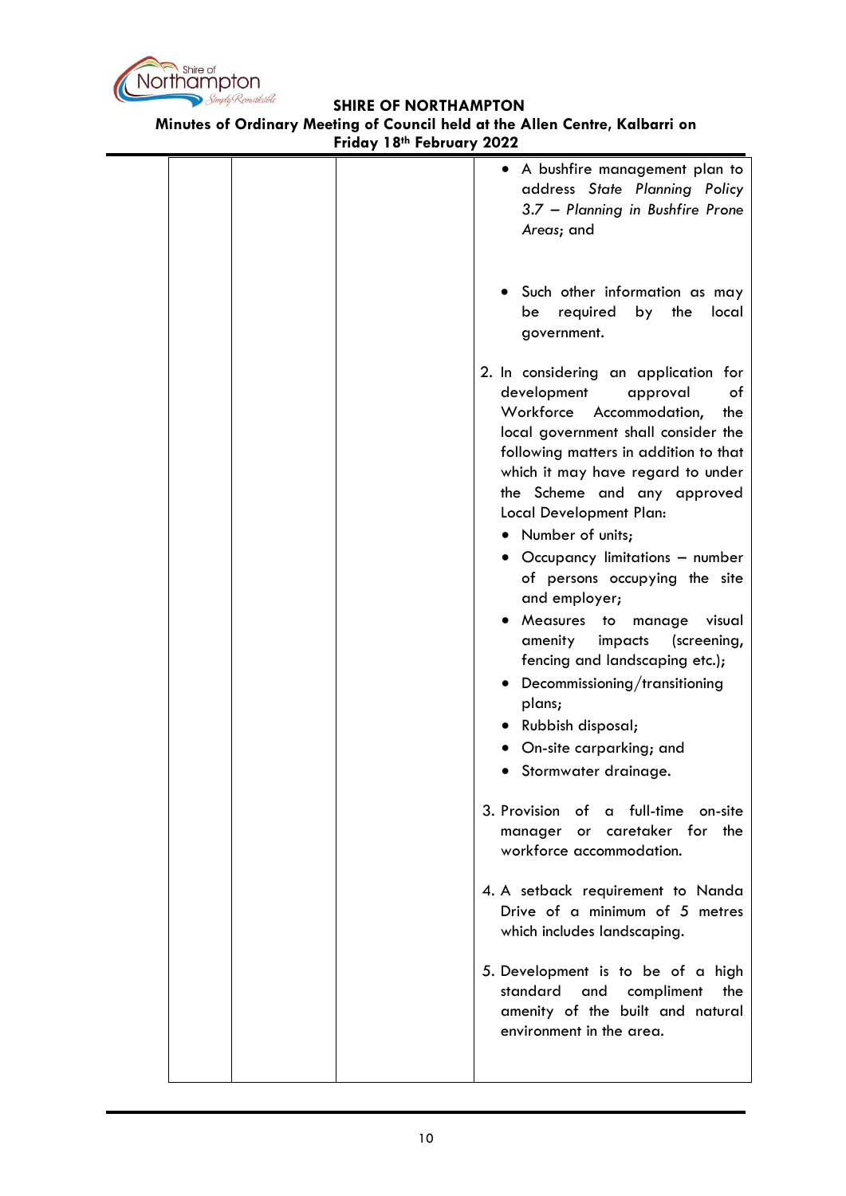| | | | • A bushfire management plan to address *State Planning Policy 3.7 – Planning in Bushfire Prone Areas*; and<br><br>• Such other information as may be required by the local government.<br><br>2. In considering an application for development approval of Workforce Accommodation, the local government shall consider the following matters in addition to that which it may have regard to under the Scheme and any approved Local Development Plan:<br>• Number of units;<br>• Occupancy limitations – number of persons occupying the site and employer;<br>• Measures to manage visual amenity impacts (screening, fencing and landscaping etc.);<br>• Decommissioning/transitioning plans;<br>• Rubbish disposal;<br>• On-site carparking; and<br>• Stormwater drainage.<br><br>3. Provision of a full-time on-site manager or caretaker for the workforce accommodation.<br><br>4. A setback requirement to Nanda Drive of a minimum of 5 metres which includes landscaping.<br><br>5. Development is to be of a high standard and compliment the amenity of the built and natural environment in the area. |
|---|---|---|---|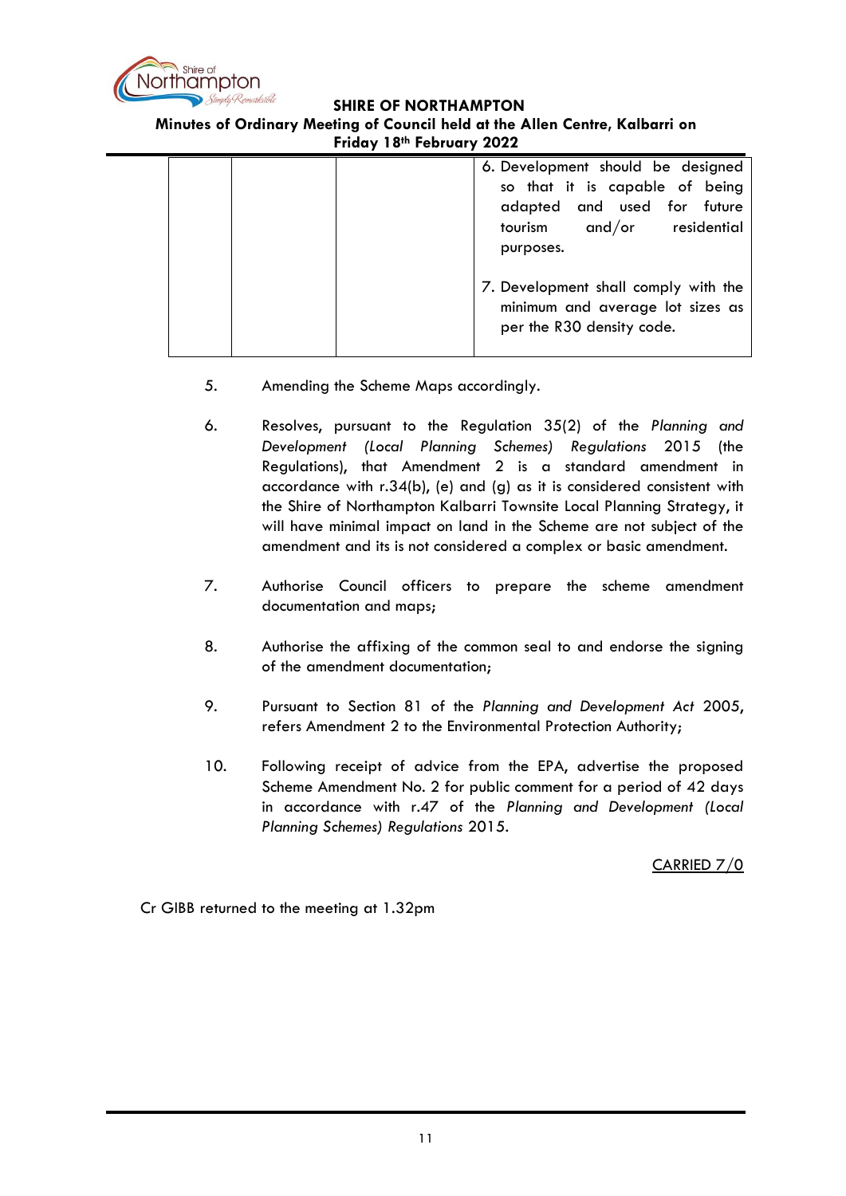|  |  |  | 6. Development should be designed so that it is capable of being adapted and used for future tourism and/or residential purposes.<br><br>7. Development shall comply with the minimum and average lot sizes as per the R30 density code. |
|---|---|---|---|

5. Amending the Scheme Maps accordingly.

6. Resolves, pursuant to the Regulation 35(2) of the *Planning and Development (Local Planning Schemes) Regulations* 2015 (the Regulations), that Amendment 2 is a standard amendment in accordance with r.34(b), (e) and (g) as it is considered consistent with the Shire of Northampton Kalbarri Townsite Local Planning Strategy, it will have minimal impact on land in the Scheme are not subject of the amendment and its is not considered a complex or basic amendment.

7. Authorise Council officers to prepare the scheme amendment documentation and maps;

8. Authorise the affixing of the common seal to and endorse the signing of the amendment documentation;

9. Pursuant to Section 81 of the *Planning and Development Act* 2005, refers Amendment 2 to the Environmental Protection Authority;

10. Following receipt of advice from the EPA, advertise the proposed Scheme Amendment No. 2 for public comment for a period of 42 days in accordance with r.47 of the *Planning and Development (Local Planning Schemes) Regulations* 2015.

<u>CARRIED 7/0</u>

Cr GIBB returned to the meeting at 1.32pm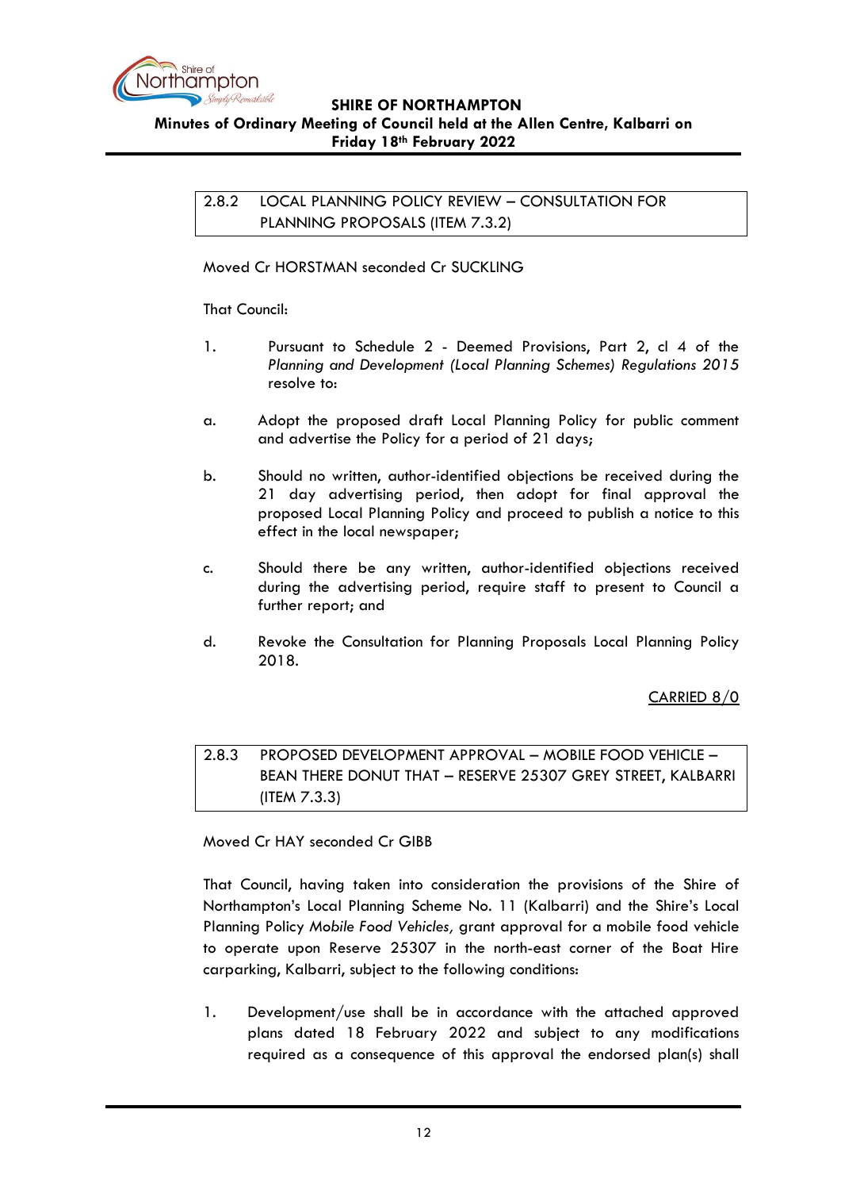## 2.8.2 LOCAL PLANNING POLICY REVIEW – CONSULTATION FOR PLANNING PROPOSALS (ITEM 7.3.2)

Moved Cr HORSTMAN seconded Cr SUCKLING

That Council:

1. Pursuant to Schedule 2 - Deemed Provisions, Part 2, cl 4 of the *Planning and Development (Local Planning Schemes) Regulations 2015* resolve to:

a. Adopt the proposed draft Local Planning Policy for public comment and advertise the Policy for a period of 21 days;

b. Should no written, author-identified objections be received during the 21 day advertising period, then adopt for final approval the proposed Local Planning Policy and proceed to publish a notice to this effect in the local newspaper;

c. Should there be any written, author-identified objections received during the advertising period, require staff to present to Council a further report; and

d. Revoke the Consultation for Planning Proposals Local Planning Policy 2018.

CARRIED 8/0

## 2.8.3 PROPOSED DEVELOPMENT APPROVAL – MOBILE FOOD VEHICLE – BEAN THERE DONUT THAT – RESERVE 25307 GREY STREET, KALBARRI (ITEM 7.3.3)

Moved Cr HAY seconded Cr GIBB

That Council, having taken into consideration the provisions of the Shire of Northampton's Local Planning Scheme No. 11 (Kalbarri) and the Shire's Local Planning Policy *Mobile Food Vehicles*, grant approval for a mobile food vehicle to operate upon Reserve 25307 in the north-east corner of the Boat Hire carparking, Kalbarri, subject to the following conditions:

1. Development/use shall be in accordance with the attached approved plans dated 18 February 2022 and subject to any modifications required as a consequence of this approval the endorsed plan(s) shall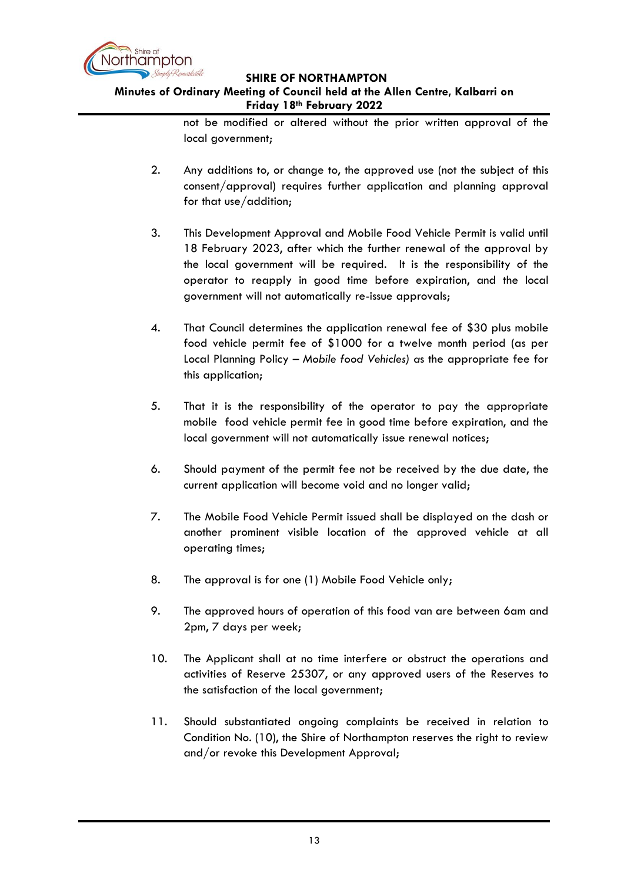not be modified or altered without the prior written approval of the local government;

2. Any additions to, or change to, the approved use (not the subject of this consent/approval) requires further application and planning approval for that use/addition;

3. This Development Approval and Mobile Food Vehicle Permit is valid until 18 February 2023, after which the further renewal of the approval by the local government will be required. It is the responsibility of the operator to reapply in good time before expiration, and the local government will not automatically re-issue approvals;

4. That Council determines the application renewal fee of $30 plus mobile food vehicle permit fee of $1000 for a twelve month period (as per Local Planning Policy – *Mobile food Vehicles)* as the appropriate fee for this application;

5. That it is the responsibility of the operator to pay the appropriate mobile food vehicle permit fee in good time before expiration, and the local government will not automatically issue renewal notices;

6. Should payment of the permit fee not be received by the due date, the current application will become void and no longer valid;

7. The Mobile Food Vehicle Permit issued shall be displayed on the dash or another prominent visible location of the approved vehicle at all operating times;

8. The approval is for one (1) Mobile Food Vehicle only;

9. The approved hours of operation of this food van are between 6am and 2pm, 7 days per week;

10. The Applicant shall at no time interfere or obstruct the operations and activities of Reserve 25307, or any approved users of the Reserves to the satisfaction of the local government;

11. Should substantiated ongoing complaints be received in relation to Condition No. (10), the Shire of Northampton reserves the right to review and/or revoke this Development Approval;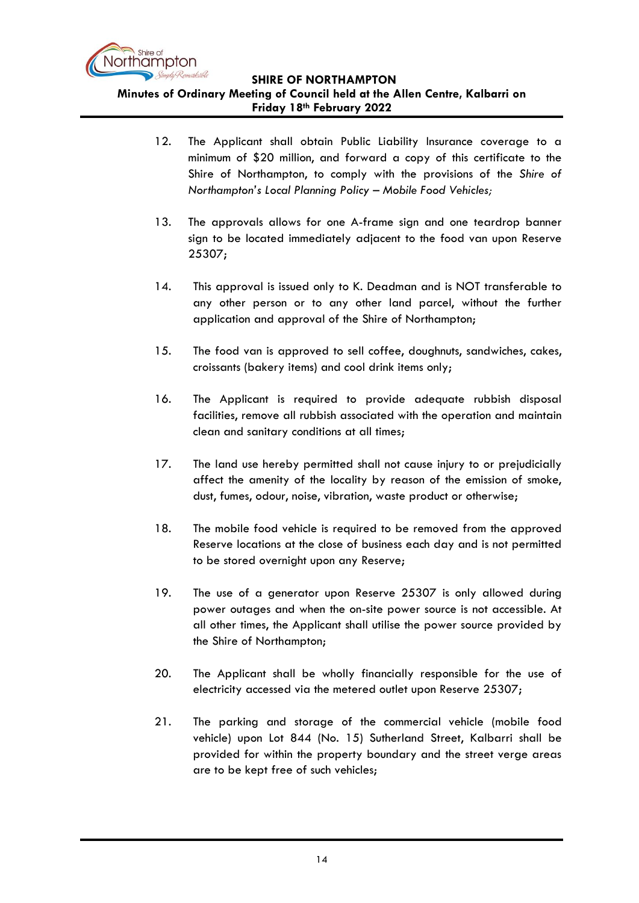12. The Applicant shall obtain Public Liability Insurance coverage to a minimum of $20 million, and forward a copy of this certificate to the Shire of Northampton, to comply with the provisions of the *Shire of Northampton's Local Planning Policy – Mobile Food Vehicles;*

13. The approvals allows for one A-frame sign and one teardrop banner sign to be located immediately adjacent to the food van upon Reserve 25307;

14. This approval is issued only to K. Deadman and is NOT transferable to any other person or to any other land parcel, without the further application and approval of the Shire of Northampton;

15. The food van is approved to sell coffee, doughnuts, sandwiches, cakes, croissants (bakery items) and cool drink items only;

16. The Applicant is required to provide adequate rubbish disposal facilities, remove all rubbish associated with the operation and maintain clean and sanitary conditions at all times;

17. The land use hereby permitted shall not cause injury to or prejudicially affect the amenity of the locality by reason of the emission of smoke, dust, fumes, odour, noise, vibration, waste product or otherwise;

18. The mobile food vehicle is required to be removed from the approved Reserve locations at the close of business each day and is not permitted to be stored overnight upon any Reserve;

19. The use of a generator upon Reserve 25307 is only allowed during power outages and when the on-site power source is not accessible. At all other times, the Applicant shall utilise the power source provided by the Shire of Northampton;

20. The Applicant shall be wholly financially responsible for the use of electricity accessed via the metered outlet upon Reserve 25307;

21. The parking and storage of the commercial vehicle (mobile food vehicle) upon Lot 844 (No. 15) Sutherland Street, Kalbarri shall be provided for within the property boundary and the street verge areas are to be kept free of such vehicles;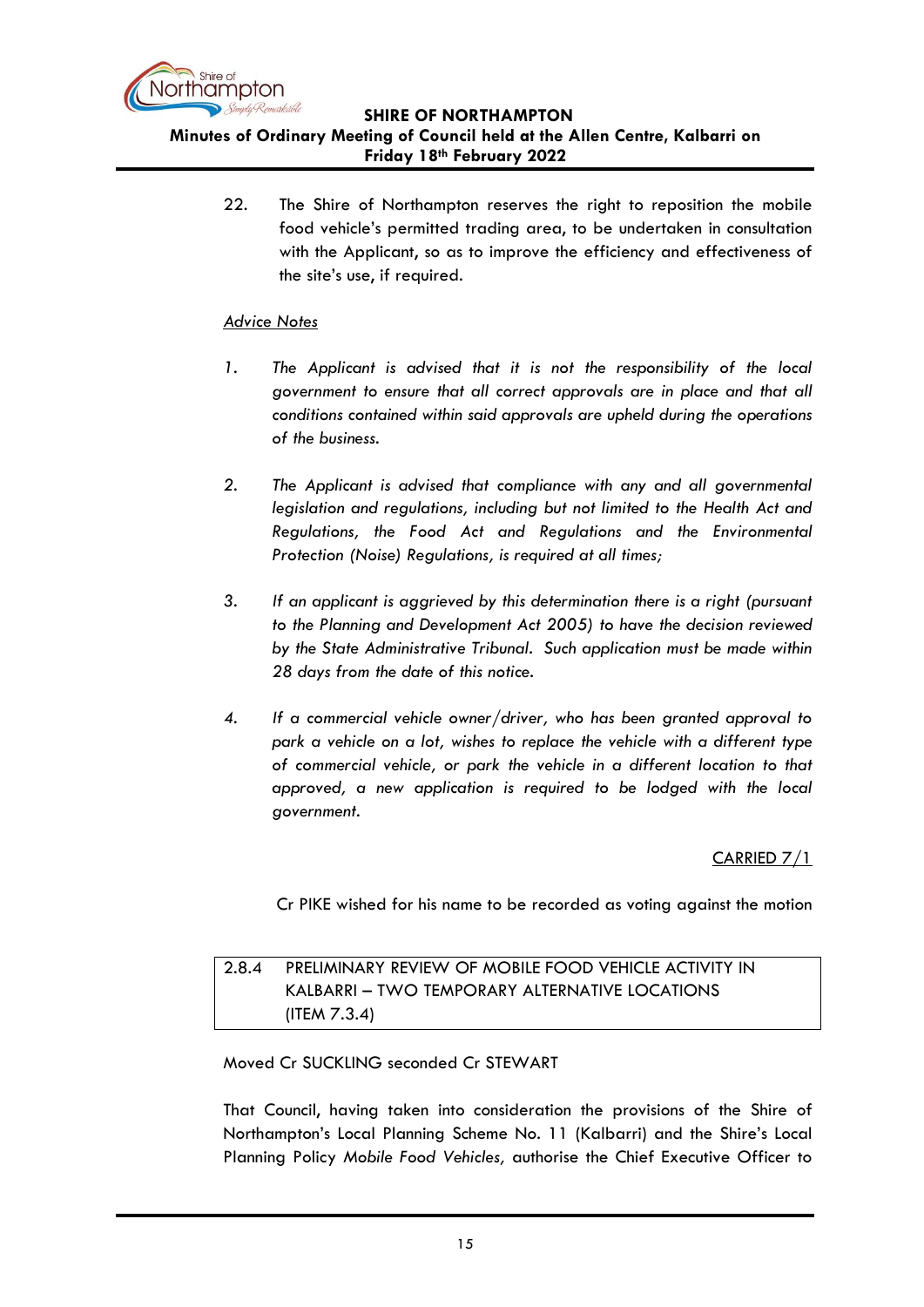22. The Shire of Northampton reserves the right to reposition the mobile food vehicle's permitted trading area, to be undertaken in consultation with the Applicant, so as to improve the efficiency and effectiveness of the site's use, if required.

<u>*Advice Notes*</u>

1. *The Applicant is advised that it is not the responsibility of the local government to ensure that all correct approvals are in place and that all conditions contained within said approvals are upheld during the operations of the business.*

2. *The Applicant is advised that compliance with any and all governmental legislation and regulations, including but not limited to the Health Act and Regulations, the Food Act and Regulations and the Environmental Protection (Noise) Regulations, is required at all times;*

3. *If an applicant is aggrieved by this determination there is a right (pursuant to the Planning and Development Act 2005) to have the decision reviewed by the State Administrative Tribunal. Such application must be made within 28 days from the date of this notice.*

4. *If a commercial vehicle owner/driver, who has been granted approval to park a vehicle on a lot, wishes to replace the vehicle with a different type of commercial vehicle, or park the vehicle in a different location to that approved, a new application is required to be lodged with the local government.*

<u>CARRIED 7/1</u>

Cr PIKE wished for his name to be recorded as voting against the motion

## 2.8.4 PRELIMINARY REVIEW OF MOBILE FOOD VEHICLE ACTIVITY IN KALBARRI – TWO TEMPORARY ALTERNATIVE LOCATIONS (ITEM 7.3.4)

Moved Cr SUCKLING seconded Cr STEWART

That Council, having taken into consideration the provisions of the Shire of Northampton's Local Planning Scheme No. 11 (Kalbarri) and the Shire's Local Planning Policy *Mobile Food Vehicles,* authorise the Chief Executive Officer to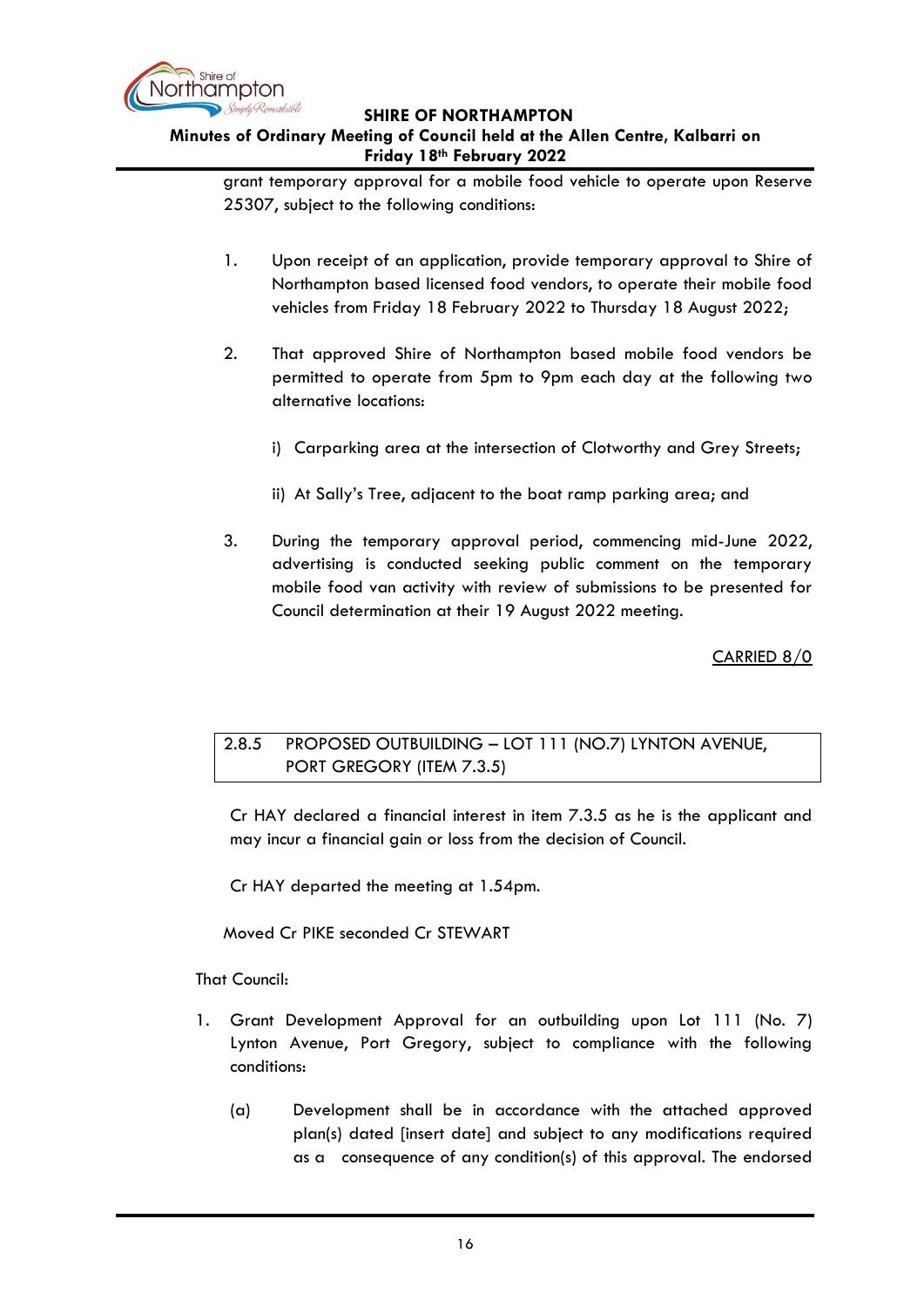grant temporary approval for a mobile food vehicle to operate upon Reserve 25307, subject to the following conditions:

1. Upon receipt of an application, provide temporary approval to Shire of Northampton based licensed food vendors, to operate their mobile food vehicles from Friday 18 February 2022 to Thursday 18 August 2022;

2. That approved Shire of Northampton based mobile food vendors be permitted to operate from 5pm to 9pm each day at the following two alternative locations:

   i) Carparking area at the intersection of Clotworthy and Grey Streets;

   ii) At Sally's Tree, adjacent to the boat ramp parking area; and

3. During the temporary approval period, commencing mid-June 2022, advertising is conducted seeking public comment on the temporary mobile food van activity with review of submissions to be presented for Council determination at their 19 August 2022 meeting.

CARRIED 8/0

### 2.8.5 PROPOSED OUTBUILDING – LOT 111 (NO.7) LYNTON AVENUE, PORT GREGORY (ITEM 7.3.5)

Cr HAY declared a financial interest in item 7.3.5 as he is the applicant and may incur a financial gain or loss from the decision of Council.

Cr HAY departed the meeting at 1.54pm.

Moved Cr PIKE seconded Cr STEWART

That Council:

1. Grant Development Approval for an outbuilding upon Lot 111 (No. 7) Lynton Avenue, Port Gregory, subject to compliance with the following conditions:

   (a) Development shall be in accordance with the attached approved plan(s) dated [insert date] and subject to any modifications required as a consequence of any condition(s) of this approval. The endorsed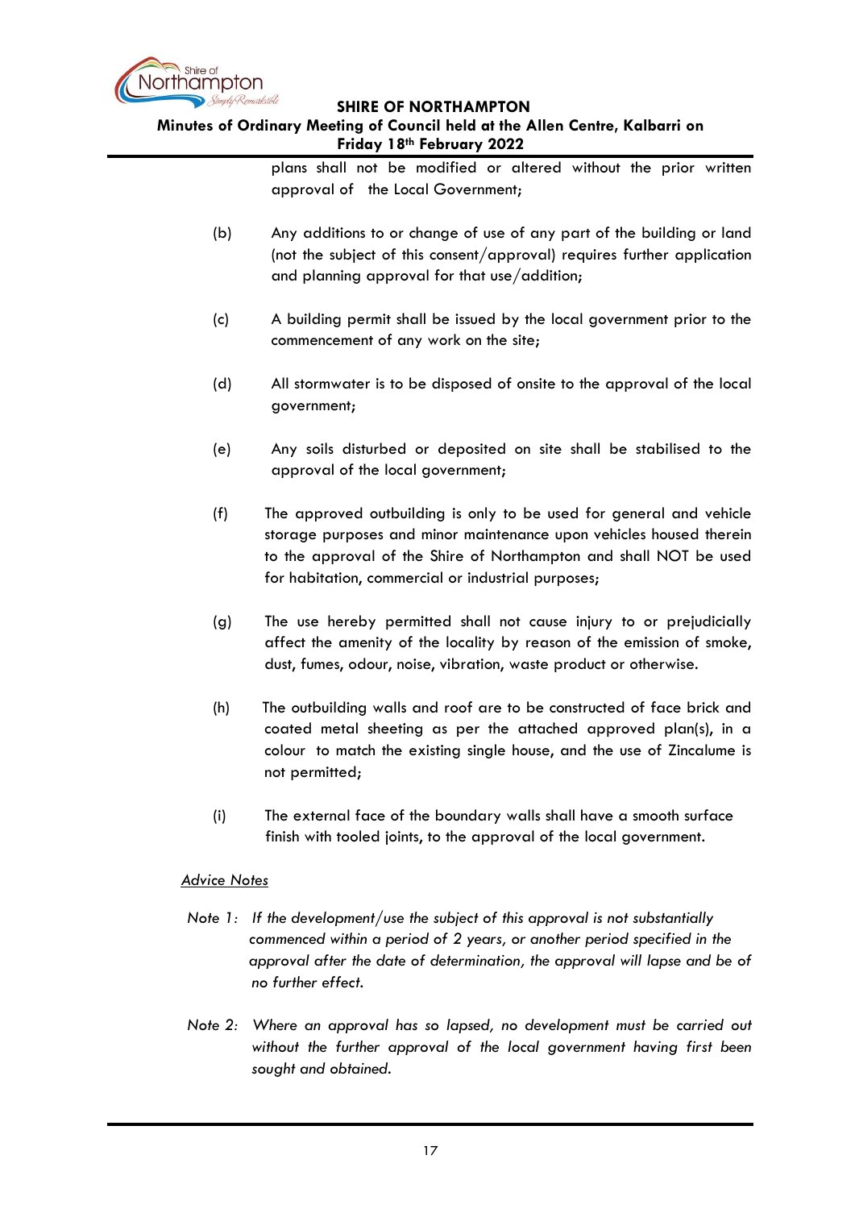plans shall not be modified or altered without the prior written approval of the Local Government;

(b) Any additions to or change of use of any part of the building or land (not the subject of this consent/approval) requires further application and planning approval for that use/addition;

(c) A building permit shall be issued by the local government prior to the commencement of any work on the site;

(d) All stormwater is to be disposed of onsite to the approval of the local government;

(e) Any soils disturbed or deposited on site shall be stabilised to the approval of the local government;

(f) The approved outbuilding is only to be used for general and vehicle storage purposes and minor maintenance upon vehicles housed therein to the approval of the Shire of Northampton and shall NOT be used for habitation, commercial or industrial purposes;

(g) The use hereby permitted shall not cause injury to or prejudicially affect the amenity of the locality by reason of the emission of smoke, dust, fumes, odour, noise, vibration, waste product or otherwise.

(h) The outbuilding walls and roof are to be constructed of face brick and coated metal sheeting as per the attached approved plan(s), in a colour to match the existing single house, and the use of Zincalume is not permitted;

(i) The external face of the boundary walls shall have a smooth surface finish with tooled joints, to the approval of the local government.

<u>*Advice Notes*</u>

*Note 1: If the development/use the subject of this approval is not substantially commenced within a period of 2 years, or another period specified in the approval after the date of determination, the approval will lapse and be of no further effect.*

*Note 2: Where an approval has so lapsed, no development must be carried out without the further approval of the local government having first been sought and obtained.*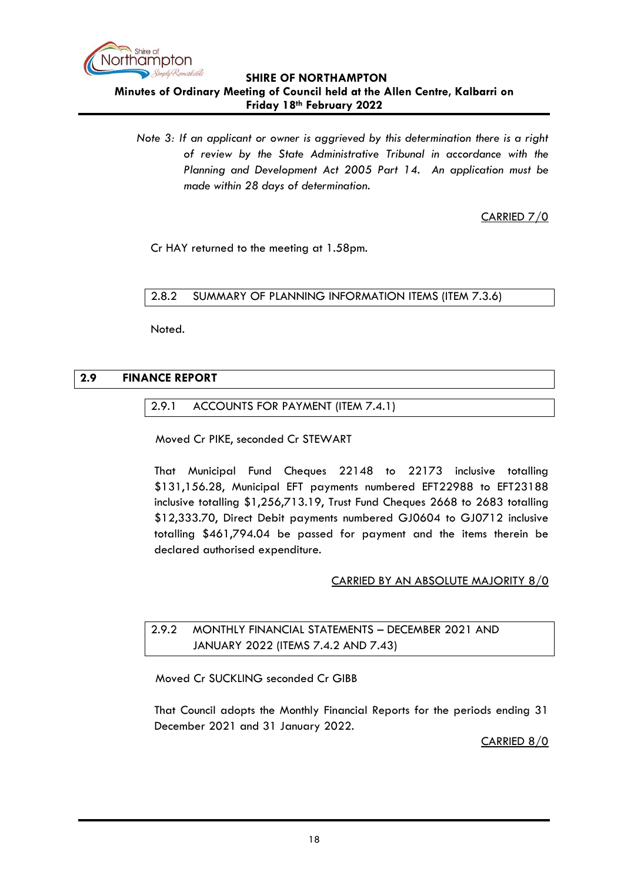*Note 3: If an applicant or owner is aggrieved by this determination there is a right of review by the State Administrative Tribunal in accordance with the Planning and Development Act 2005 Part 14. An application must be made within 28 days of determination.*

CARRIED 7/0

Cr HAY returned to the meeting at 1.58pm.

### 2.8.2 SUMMARY OF PLANNING INFORMATION ITEMS (ITEM 7.3.6)

Noted.

## 2.9 FINANCE REPORT

### 2.9.1 ACCOUNTS FOR PAYMENT (ITEM 7.4.1)

Moved Cr PIKE, seconded Cr STEWART

That Municipal Fund Cheques 22148 to 22173 inclusive totalling $131,156.28, Municipal EFT payments numbered EFT22988 to EFT23188 inclusive totalling $1,256,713.19, Trust Fund Cheques 2668 to 2683 totalling $12,333.70, Direct Debit payments numbered GJ0604 to GJ0712 inclusive totalling $461,794.04 be passed for payment and the items therein be declared authorised expenditure.

CARRIED BY AN ABSOLUTE MAJORITY 8/0

### 2.9.2 MONTHLY FINANCIAL STATEMENTS – DECEMBER 2021 AND JANUARY 2022 (ITEMS 7.4.2 AND 7.43)

Moved Cr SUCKLING seconded Cr GIBB

That Council adopts the Monthly Financial Reports for the periods ending 31 December 2021 and 31 January 2022.

CARRIED 8/0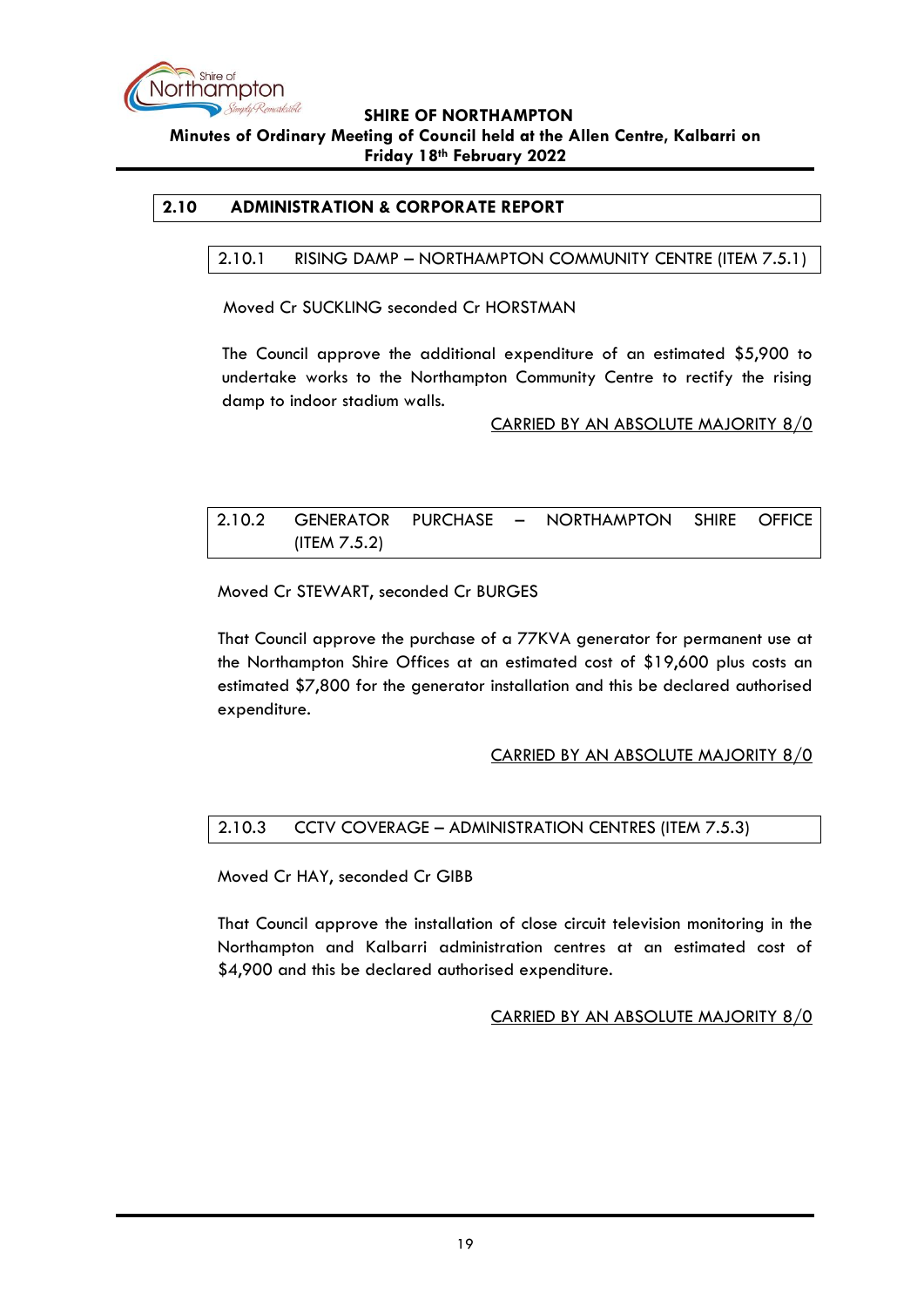## 2.10 ADMINISTRATION & CORPORATE REPORT

### 2.10.1 RISING DAMP – NORTHAMPTON COMMUNITY CENTRE (ITEM 7.5.1)

Moved Cr SUCKLING seconded Cr HORSTMAN

The Council approve the additional expenditure of an estimated $5,900 to undertake works to the Northampton Community Centre to rectify the rising damp to indoor stadium walls.

CARRIED BY AN ABSOLUTE MAJORITY 8/0

### 2.10.2 GENERATOR PURCHASE – NORTHAMPTON SHIRE OFFICE (ITEM 7.5.2)

Moved Cr STEWART, seconded Cr BURGES

That Council approve the purchase of a 77KVA generator for permanent use at the Northampton Shire Offices at an estimated cost of $19,600 plus costs an estimated $7,800 for the generator installation and this be declared authorised expenditure.

CARRIED BY AN ABSOLUTE MAJORITY 8/0

### 2.10.3 CCTV COVERAGE – ADMINISTRATION CENTRES (ITEM 7.5.3)

Moved Cr HAY, seconded Cr GIBB

That Council approve the installation of close circuit television monitoring in the Northampton and Kalbarri administration centres at an estimated cost of $4,900 and this be declared authorised expenditure.

CARRIED BY AN ABSOLUTE MAJORITY 8/0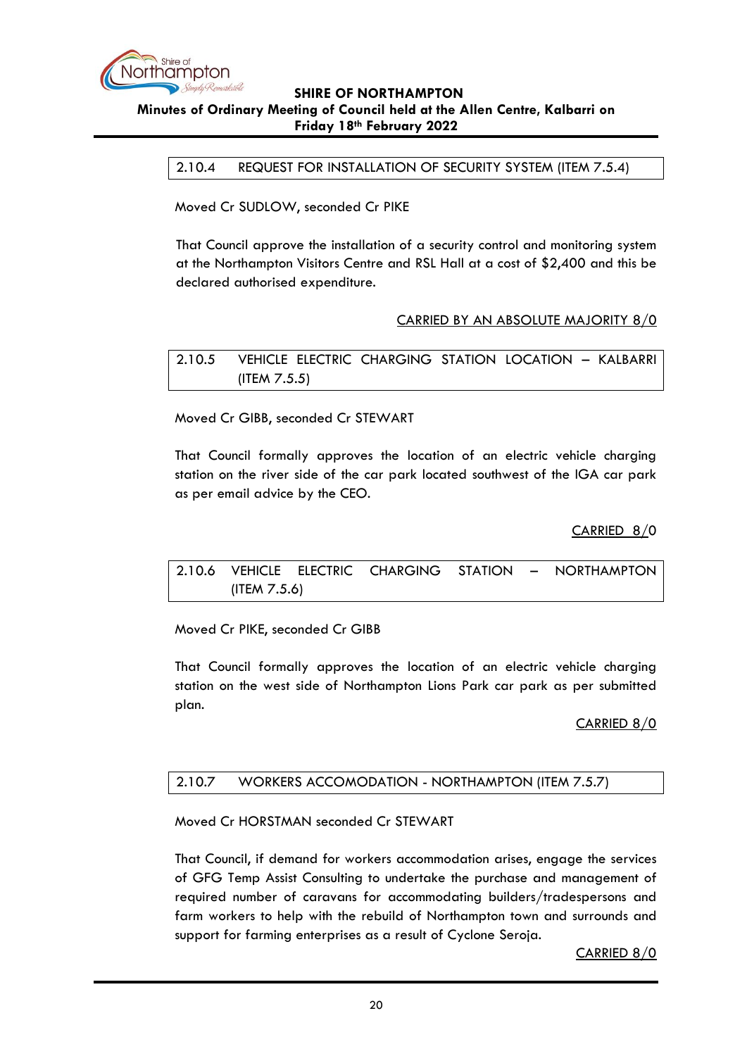## 2.10.4 REQUEST FOR INSTALLATION OF SECURITY SYSTEM (ITEM 7.5.4)

Moved Cr SUDLOW, seconded Cr PIKE

That Council approve the installation of a security control and monitoring system at the Northampton Visitors Centre and RSL Hall at a cost of $2,400 and this be declared authorised expenditure.

CARRIED BY AN ABSOLUTE MAJORITY 8/0

## 2.10.5 VEHICLE ELECTRIC CHARGING STATION LOCATION – KALBARRI (ITEM 7.5.5)

Moved Cr GIBB, seconded Cr STEWART

That Council formally approves the location of an electric vehicle charging station on the river side of the car park located southwest of the IGA car park as per email advice by the CEO.

CARRIED 8/0

## 2.10.6 VEHICLE ELECTRIC CHARGING STATION – NORTHAMPTON (ITEM 7.5.6)

Moved Cr PIKE, seconded Cr GIBB

That Council formally approves the location of an electric vehicle charging station on the west side of Northampton Lions Park car park as per submitted plan.

CARRIED 8/0

## 2.10.7 WORKERS ACCOMODATION - NORTHAMPTON (ITEM 7.5.7)

Moved Cr HORSTMAN seconded Cr STEWART

That Council, if demand for workers accommodation arises, engage the services of GFG Temp Assist Consulting to undertake the purchase and management of required number of caravans for accommodating builders/tradespersons and farm workers to help with the rebuild of Northampton town and surrounds and support for farming enterprises as a result of Cyclone Seroja.

CARRIED 8/0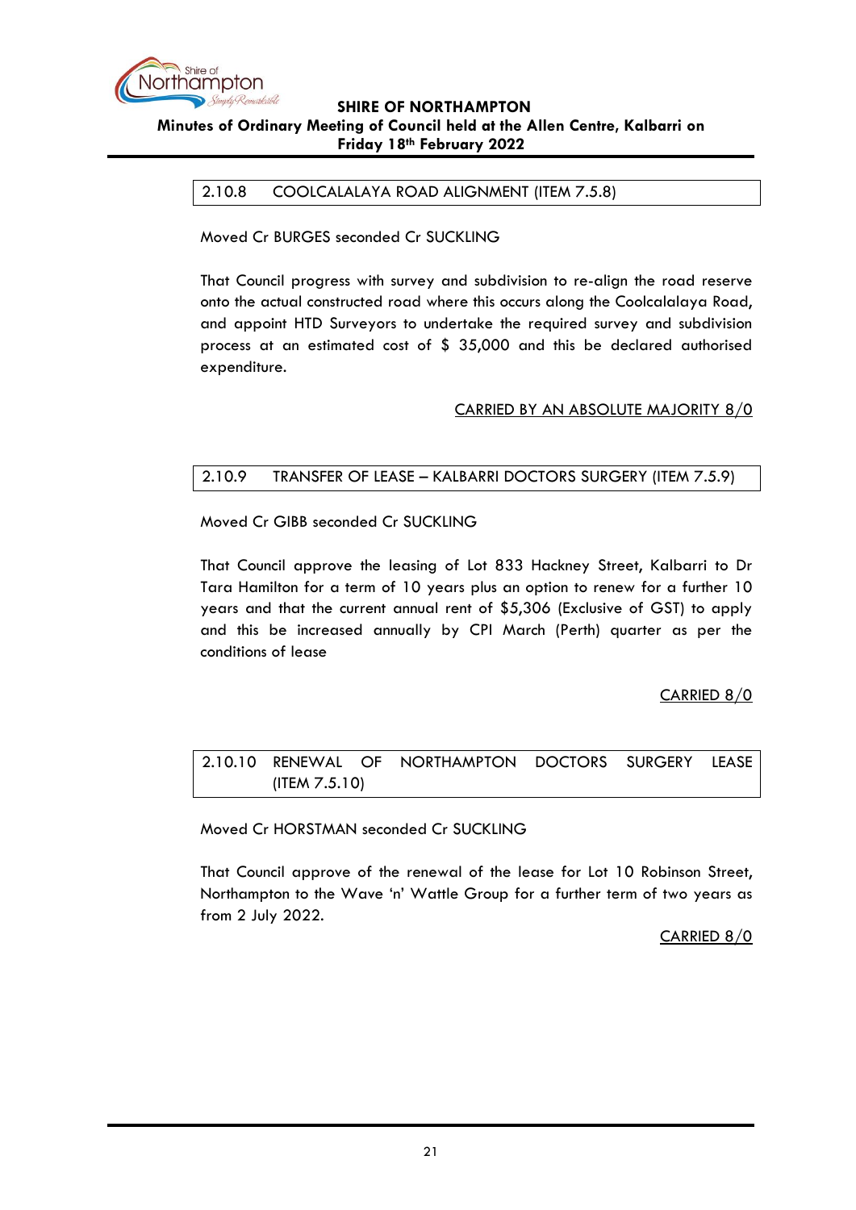### 2.10.8 COOLCALALAYA ROAD ALIGNMENT (ITEM 7.5.8)

Moved Cr BURGES seconded Cr SUCKLING

That Council progress with survey and subdivision to re-align the road reserve onto the actual constructed road where this occurs along the Coolcalalaya Road, and appoint HTD Surveyors to undertake the required survey and subdivision process at an estimated cost of $ 35,000 and this be declared authorised expenditure.

CARRIED BY AN ABSOLUTE MAJORITY 8/0

### 2.10.9 TRANSFER OF LEASE – KALBARRI DOCTORS SURGERY (ITEM 7.5.9)

Moved Cr GIBB seconded Cr SUCKLING

That Council approve the leasing of Lot 833 Hackney Street, Kalbarri to Dr Tara Hamilton for a term of 10 years plus an option to renew for a further 10 years and that the current annual rent of $5,306 (Exclusive of GST) to apply and this be increased annually by CPI March (Perth) quarter as per the conditions of lease

CARRIED 8/0

### 2.10.10 RENEWAL OF NORTHAMPTON DOCTORS SURGERY LEASE (ITEM 7.5.10)

Moved Cr HORSTMAN seconded Cr SUCKLING

That Council approve of the renewal of the lease for Lot 10 Robinson Street, Northampton to the Wave 'n' Wattle Group for a further term of two years as from 2 July 2022.

CARRIED 8/0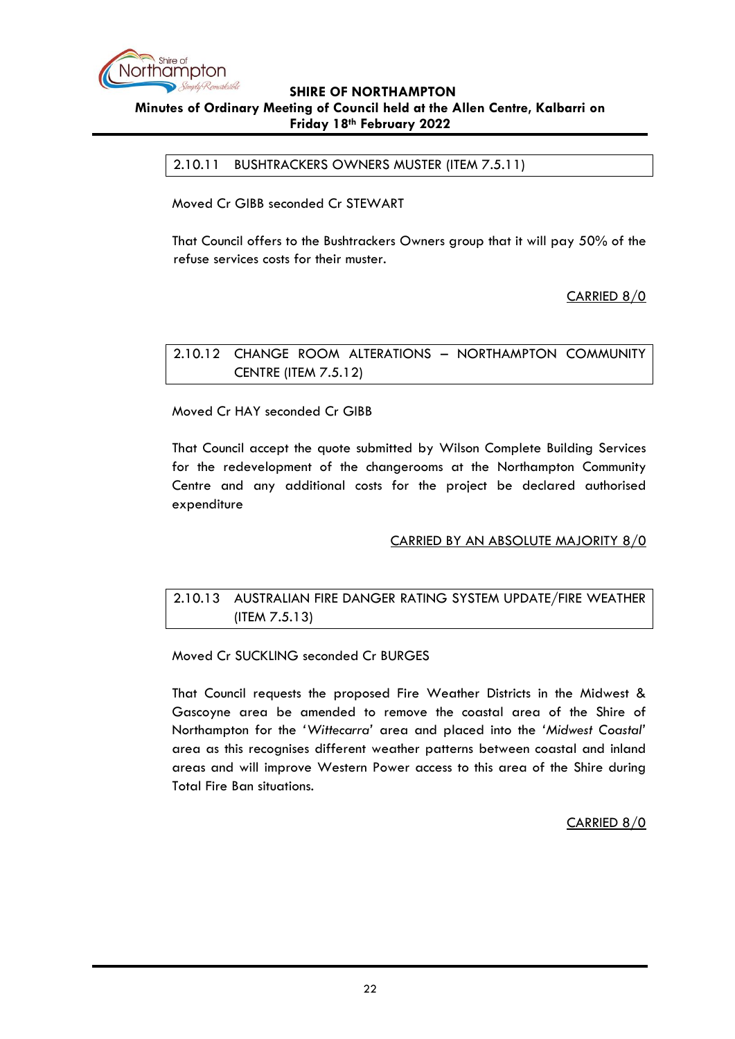## 2.10.11 BUSHTRACKERS OWNERS MUSTER (ITEM 7.5.11)

Moved Cr GIBB seconded Cr STEWART

That Council offers to the Bushtrackers Owners group that it will pay 50% of the refuse services costs for their muster.

CARRIED 8/0

## 2.10.12 CHANGE ROOM ALTERATIONS – NORTHAMPTON COMMUNITY CENTRE (ITEM 7.5.12)

Moved Cr HAY seconded Cr GIBB

That Council accept the quote submitted by Wilson Complete Building Services for the redevelopment of the changerooms at the Northampton Community Centre and any additional costs for the project be declared authorised expenditure

CARRIED BY AN ABSOLUTE MAJORITY 8/0

## 2.10.13 AUSTRALIAN FIRE DANGER RATING SYSTEM UPDATE/FIRE WEATHER (ITEM 7.5.13)

Moved Cr SUCKLING seconded Cr BURGES

That Council requests the proposed Fire Weather Districts in the Midwest & Gascoyne area be amended to remove the coastal area of the Shire of Northampton for the '*Wittecarra*' area and placed into the '*Midwest Coastal*' area as this recognises different weather patterns between coastal and inland areas and will improve Western Power access to this area of the Shire during Total Fire Ban situations.

CARRIED 8/0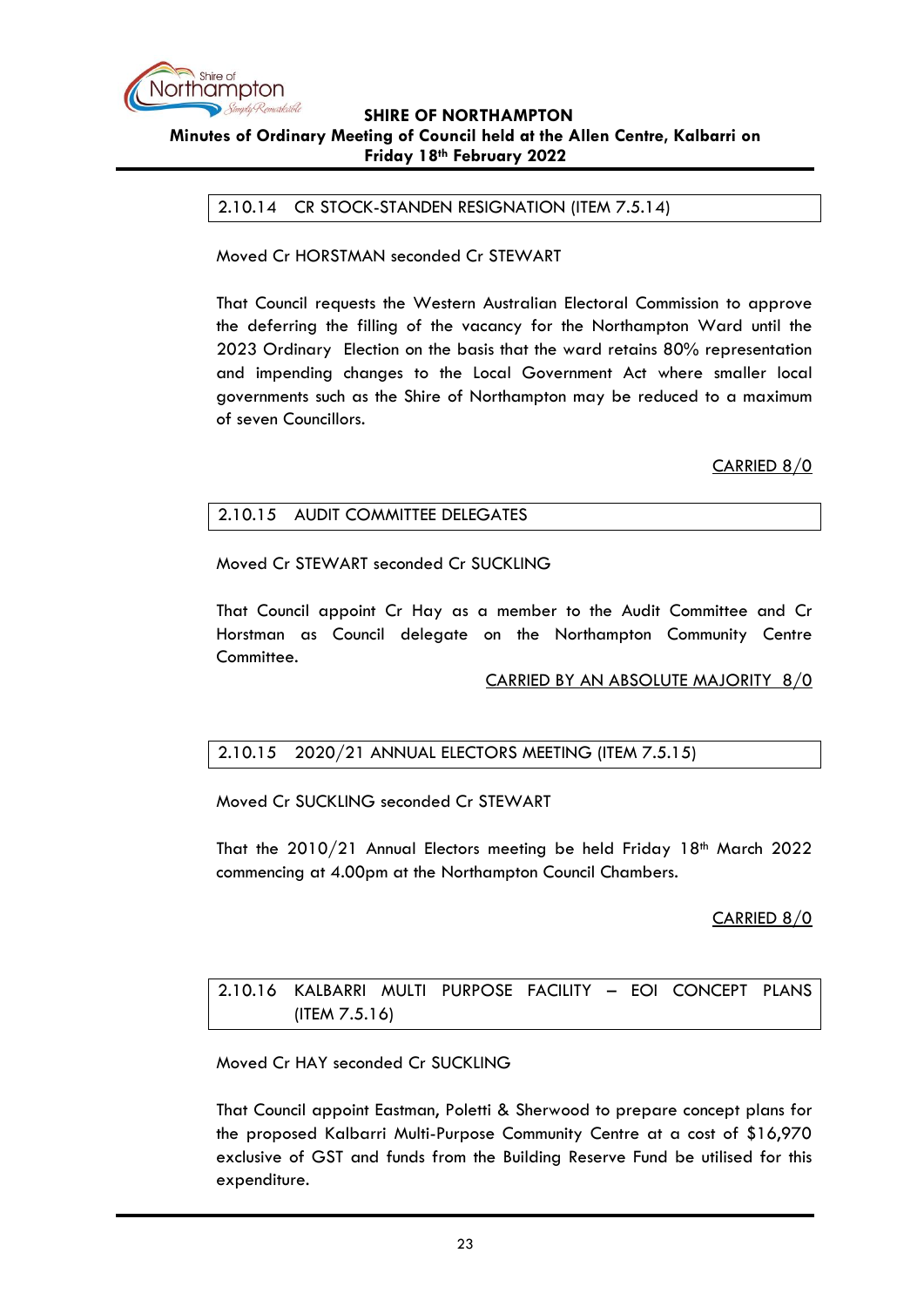2.10.14 CR STOCK-STANDEN RESIGNATION (ITEM 7.5.14)

Moved Cr HORSTMAN seconded Cr STEWART

That Council requests the Western Australian Electoral Commission to approve the deferring the filling of the vacancy for the Northampton Ward until the 2023 Ordinary Election on the basis that the ward retains 80% representation and impending changes to the Local Government Act where smaller local governments such as the Shire of Northampton may be reduced to a maximum of seven Councillors.

CARRIED 8/0

2.10.15 AUDIT COMMITTEE DELEGATES

Moved Cr STEWART seconded Cr SUCKLING

That Council appoint Cr Hay as a member to the Audit Committee and Cr Horstman as Council delegate on the Northampton Community Centre Committee.

CARRIED BY AN ABSOLUTE MAJORITY 8/0

2.10.15 2020/21 ANNUAL ELECTORS MEETING (ITEM 7.5.15)

Moved Cr SUCKLING seconded Cr STEWART

That the 2010/21 Annual Electors meeting be held Friday 18th March 2022 commencing at 4.00pm at the Northampton Council Chambers.

CARRIED 8/0

2.10.16 KALBARRI MULTI PURPOSE FACILITY – EOI CONCEPT PLANS (ITEM 7.5.16)

Moved Cr HAY seconded Cr SUCKLING

That Council appoint Eastman, Poletti & Sherwood to prepare concept plans for the proposed Kalbarri Multi-Purpose Community Centre at a cost of $16,970 exclusive of GST and funds from the Building Reserve Fund be utilised for this expenditure.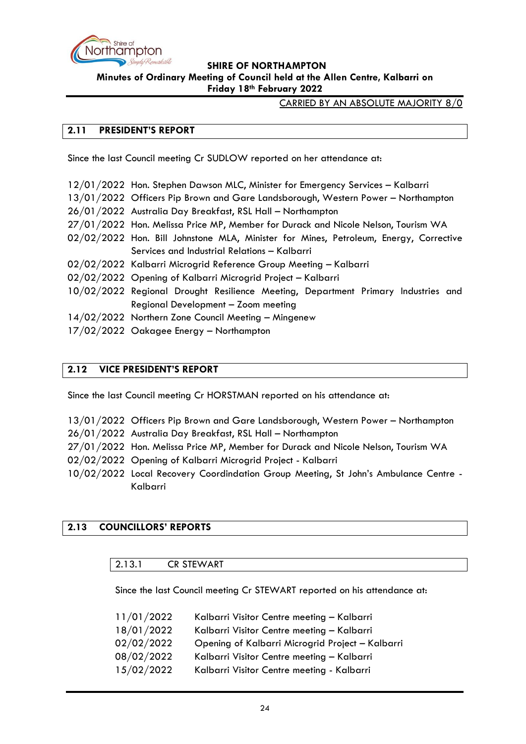CARRIED BY AN ABSOLUTE MAJORITY 8/0

## 2.11 PRESIDENT'S REPORT

Since the last Council meeting Cr SUDLOW reported on her attendance at:

12/01/2022 Hon. Stephen Dawson MLC, Minister for Emergency Services – Kalbarri
13/01/2022 Officers Pip Brown and Gare Landsborough, Western Power – Northampton
26/01/2022 Australia Day Breakfast, RSL Hall – Northampton
27/01/2022 Hon. Melissa Price MP, Member for Durack and Nicole Nelson, Tourism WA
02/02/2022 Hon. Bill Johnstone MLA, Minister for Mines, Petroleum, Energy, Corrective Services and Industrial Relations – Kalbarri
02/02/2022 Kalbarri Microgrid Reference Group Meeting – Kalbarri
02/02/2022 Opening of Kalbarri Microgrid Project – Kalbarri
10/02/2022 Regional Drought Resilience Meeting, Department Primary Industries and Regional Development – Zoom meeting
14/02/2022 Northern Zone Council Meeting – Mingenew
17/02/2022 Oakagee Energy – Northampton

## 2.12 VICE PRESIDENT'S REPORT

Since the last Council meeting Cr HORSTMAN reported on his attendance at:

13/01/2022 Officers Pip Brown and Gare Landsborough, Western Power – Northampton
26/01/2022 Australia Day Breakfast, RSL Hall – Northampton
27/01/2022 Hon. Melissa Price MP, Member for Durack and Nicole Nelson, Tourism WA
02/02/2022 Opening of Kalbarri Microgrid Project - Kalbarri
10/02/2022 Local Recovery Coordindation Group Meeting, St John's Ambulance Centre - Kalbarri

## 2.13 COUNCILLORS' REPORTS

### 2.13.1 CR STEWART

Since the last Council meeting Cr STEWART reported on his attendance at:

11/01/2022 Kalbarri Visitor Centre meeting – Kalbarri
18/01/2022 Kalbarri Visitor Centre meeting – Kalbarri
02/02/2022 Opening of Kalbarri Microgrid Project – Kalbarri
08/02/2022 Kalbarri Visitor Centre meeting – Kalbarri
15/02/2022 Kalbarri Visitor Centre meeting - Kalbarri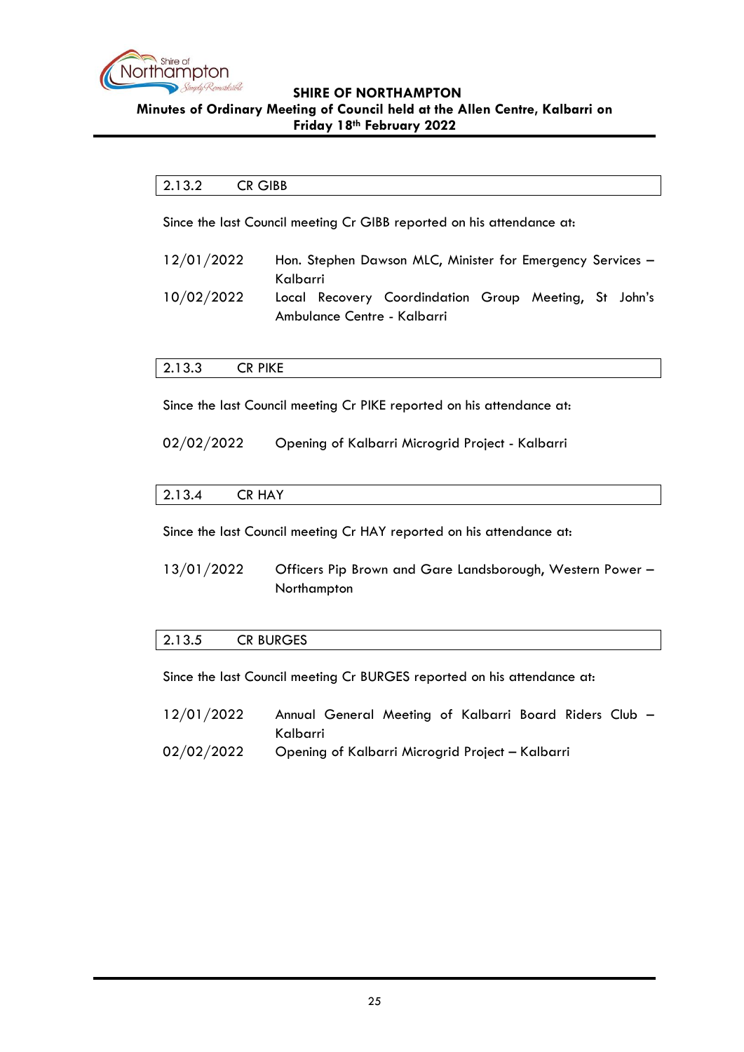### 2.13.2 CR GIBB

Since the last Council meeting Cr GIBB reported on his attendance at:

| | |
|---|---|
| 12/01/2022 | Hon. Stephen Dawson MLC, Minister for Emergency Services – Kalbarri |
| 10/02/2022 | Local Recovery Coordindation Group Meeting, St John's Ambulance Centre - Kalbarri |

### 2.13.3 CR PIKE

Since the last Council meeting Cr PIKE reported on his attendance at:

| | |
|---|---|
| 02/02/2022 | Opening of Kalbarri Microgrid Project - Kalbarri |

### 2.13.4 CR HAY

Since the last Council meeting Cr HAY reported on his attendance at:

| | |
|---|---|
| 13/01/2022 | Officers Pip Brown and Gare Landsborough, Western Power – Northampton |

### 2.13.5 CR BURGES

Since the last Council meeting Cr BURGES reported on his attendance at:

| | |
|---|---|
| 12/01/2022 | Annual General Meeting of Kalbarri Board Riders Club – Kalbarri |
| 02/02/2022 | Opening of Kalbarri Microgrid Project – Kalbarri |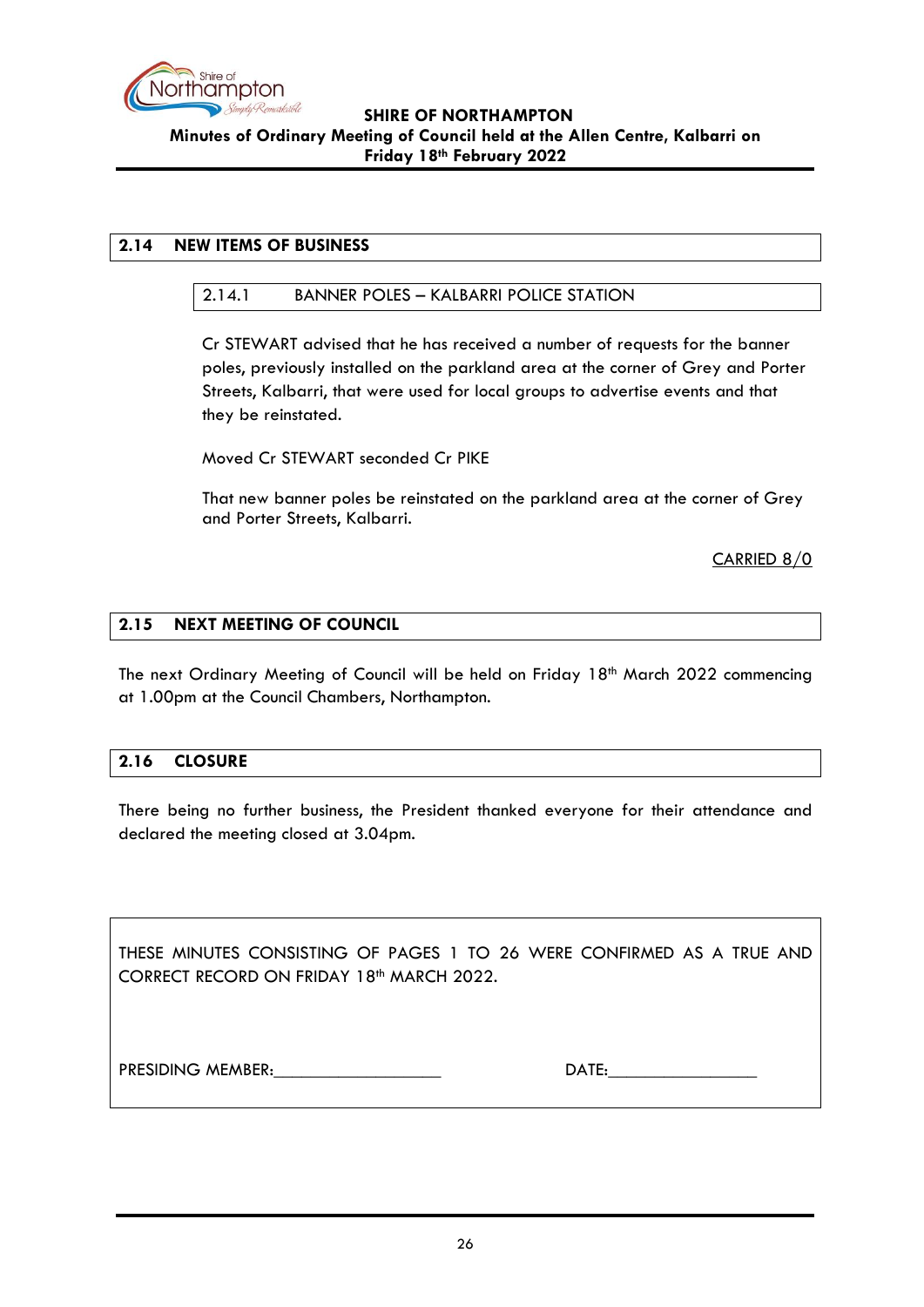## 2.14 NEW ITEMS OF BUSINESS

### 2.14.1 BANNER POLES – KALBARRI POLICE STATION

Cr STEWART advised that he has received a number of requests for the banner poles, previously installed on the parkland area at the corner of Grey and Porter Streets, Kalbarri, that were used for local groups to advertise events and that they be reinstated.

Moved Cr STEWART seconded Cr PIKE

That new banner poles be reinstated on the parkland area at the corner of Grey and Porter Streets, Kalbarri.

CARRIED 8/0

## 2.15 NEXT MEETING OF COUNCIL

The next Ordinary Meeting of Council will be held on Friday 18th March 2022 commencing at 1.00pm at the Council Chambers, Northampton.

## 2.16 CLOSURE

There being no further business, the President thanked everyone for their attendance and declared the meeting closed at 3.04pm.

THESE MINUTES CONSISTING OF PAGES 1 TO 26 WERE CONFIRMED AS A TRUE AND CORRECT RECORD ON FRIDAY 18th MARCH 2022.

PRESIDING MEMBER:\_\_\_\_\_\_\_\_\_\_\_\_\_\_\_\_\_\_ DATE:\_\_\_\_\_\_\_\_\_\_\_\_\_\_\_\_